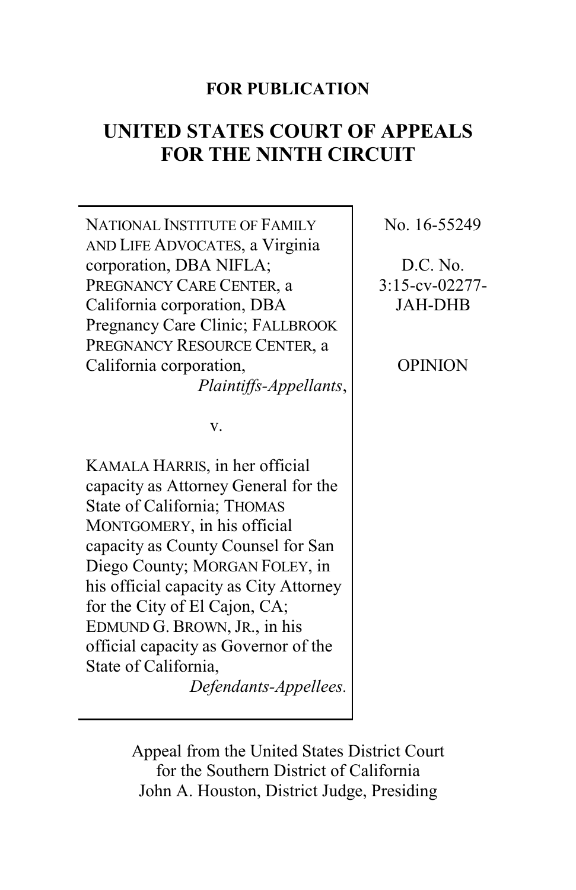**FOR PUBLICATION**

# UNITED STATES COURT OF APPEALS FOR THE NINTH CIRCUIT

NATIONAL INSTITUTE OF FAMILY AND LIFE ADVOCATES, a Virginia corporation, DBA NIFLA; PREGNANCY CARE CENTER, a California corporation, DBA Pregnancy Care Clinic; FALLBROOK PREGNANCY RESOURCE CENTER, a California corporation,
*Plaintiffs-Appellants*,

v.

KAMALA HARRIS, in her official capacity as Attorney General for the State of California; THOMAS MONTGOMERY, in his official capacity as County Counsel for San Diego County; MORGAN FOLEY, in his official capacity as City Attorney for the City of El Cajon, CA; EDMUND G. BROWN, JR., in his official capacity as Governor of the State of California,
*Defendants-Appellees.*

No. 16-55249

D.C. No. 3:15-cv-02277-JAH-DHB

OPINION

Appeal from the United States District Court for the Southern District of California
John A. Houston, District Judge, Presiding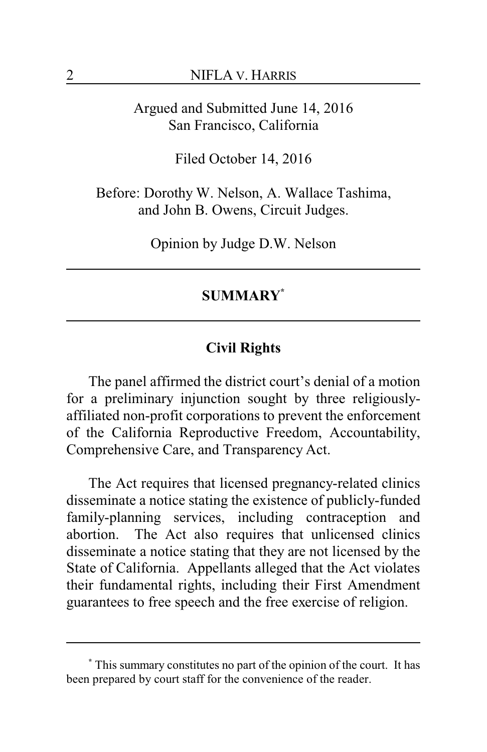Argued and Submitted June 14, 2016
San Francisco, California

Filed October 14, 2016

Before: Dorothy W. Nelson, A. Wallace Tashima, and John B. Owens, Circuit Judges.

Opinion by Judge D.W. Nelson

---

## SUMMARY[*]

---

### Civil Rights

The panel affirmed the district court's denial of a motion for a preliminary injunction sought by three religiously-affiliated non-profit corporations to prevent the enforcement of the California Reproductive Freedom, Accountability, Comprehensive Care, and Transparency Act.

The Act requires that licensed pregnancy-related clinics disseminate a notice stating the existence of publicly-funded family-planning services, including contraception and abortion. The Act also requires that unlicensed clinics disseminate a notice stating that they are not licensed by the State of California. Appellants alleged that the Act violates their fundamental rights, including their First Amendment guarantees to free speech and the free exercise of religion.

---

[*] This summary constitutes no part of the opinion of the court. It has been prepared by court staff for the convenience of the reader.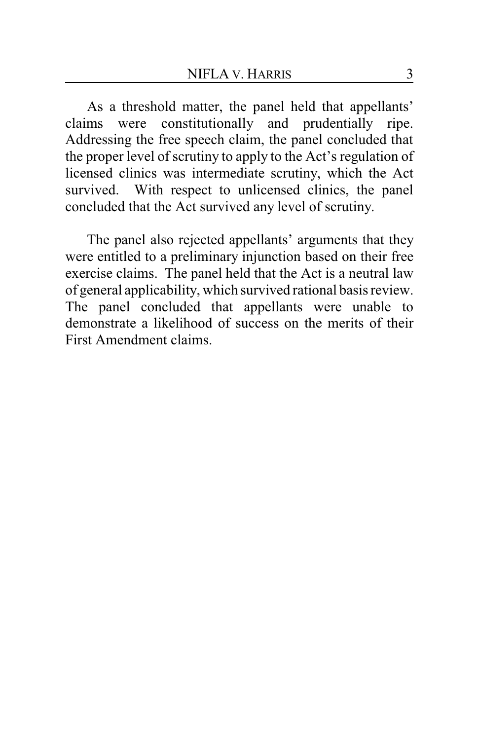As a threshold matter, the panel held that appellants' claims were constitutionally and prudentially ripe. Addressing the free speech claim, the panel concluded that the proper level of scrutiny to apply to the Act's regulation of licensed clinics was intermediate scrutiny, which the Act survived. With respect to unlicensed clinics, the panel concluded that the Act survived any level of scrutiny.

The panel also rejected appellants' arguments that they were entitled to a preliminary injunction based on their free exercise claims. The panel held that the Act is a neutral law of general applicability, which survived rational basis review. The panel concluded that appellants were unable to demonstrate a likelihood of success on the merits of their First Amendment claims.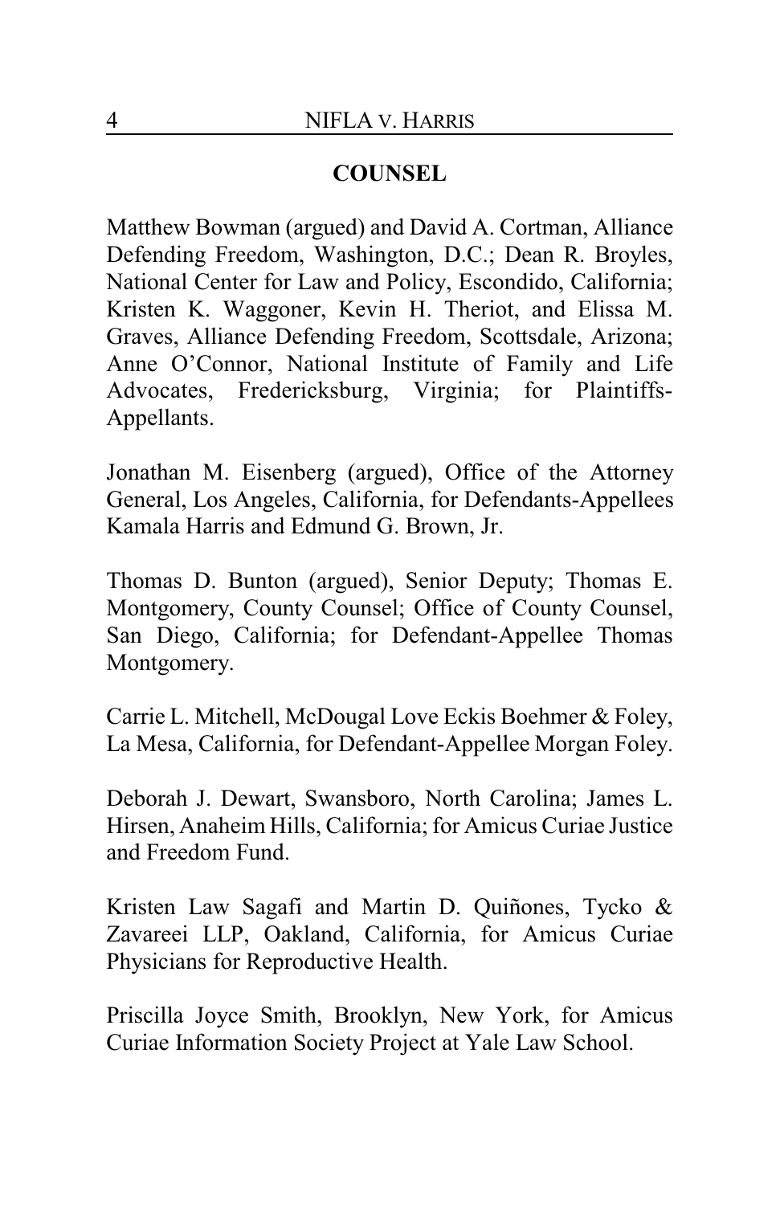## COUNSEL

Matthew Bowman (argued) and David A. Cortman, Alliance Defending Freedom, Washington, D.C.; Dean R. Broyles, National Center for Law and Policy, Escondido, California; Kristen K. Waggoner, Kevin H. Theriot, and Elissa M. Graves, Alliance Defending Freedom, Scottsdale, Arizona; Anne O'Connor, National Institute of Family and Life Advocates, Fredericksburg, Virginia; for Plaintiffs-Appellants.

Jonathan M. Eisenberg (argued), Office of the Attorney General, Los Angeles, California, for Defendants-Appellees Kamala Harris and Edmund G. Brown, Jr.

Thomas D. Bunton (argued), Senior Deputy; Thomas E. Montgomery, County Counsel; Office of County Counsel, San Diego, California; for Defendant-Appellee Thomas Montgomery.

Carrie L. Mitchell, McDougal Love Eckis Boehmer & Foley, La Mesa, California, for Defendant-Appellee Morgan Foley.

Deborah J. Dewart, Swansboro, North Carolina; James L. Hirsen, Anaheim Hills, California; for Amicus Curiae Justice and Freedom Fund.

Kristen Law Sagafi and Martin D. Quiñones, Tycko & Zavareei LLP, Oakland, California, for Amicus Curiae Physicians for Reproductive Health.

Priscilla Joyce Smith, Brooklyn, New York, for Amicus Curiae Information Society Project at Yale Law School.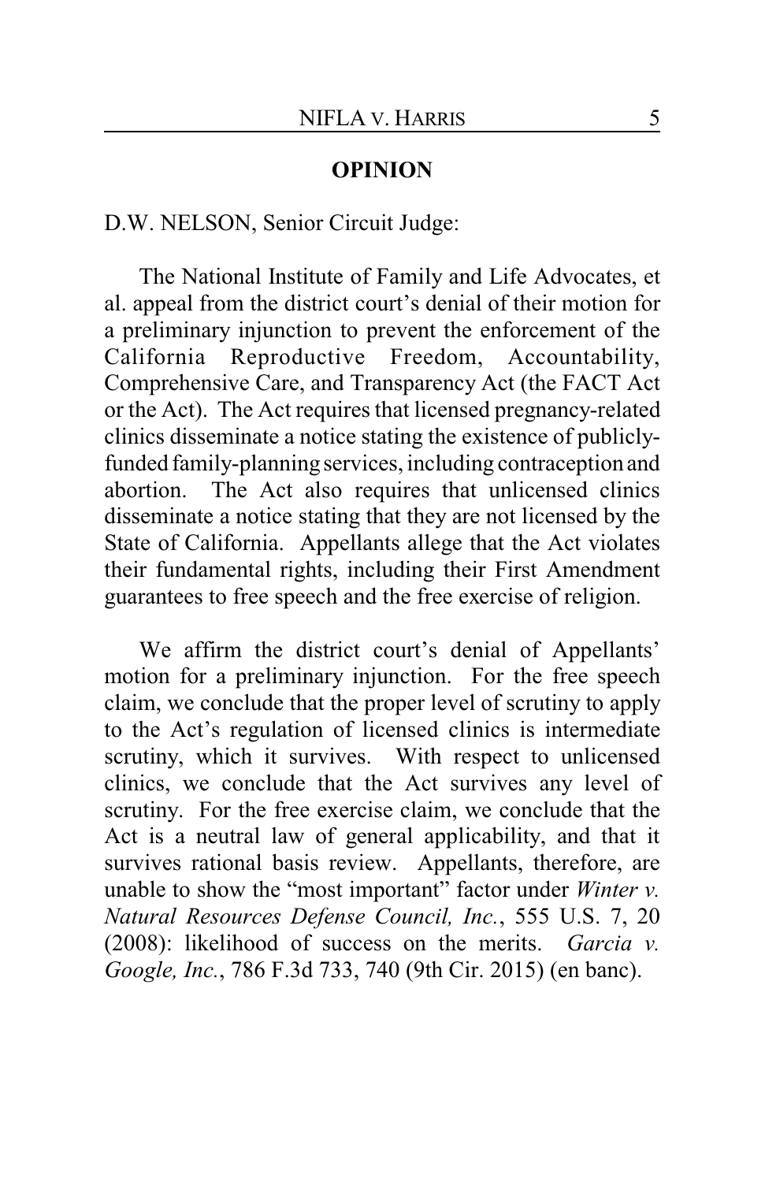## OPINION

D.W. NELSON, Senior Circuit Judge:

The National Institute of Family and Life Advocates, et al. appeal from the district court's denial of their motion for a preliminary injunction to prevent the enforcement of the California Reproductive Freedom, Accountability, Comprehensive Care, and Transparency Act (the FACT Act or the Act). The Act requires that licensed pregnancy-related clinics disseminate a notice stating the existence of publicly-funded family-planning services, including contraception and abortion. The Act also requires that unlicensed clinics disseminate a notice stating that they are not licensed by the State of California. Appellants allege that the Act violates their fundamental rights, including their First Amendment guarantees to free speech and the free exercise of religion.

We affirm the district court's denial of Appellants' motion for a preliminary injunction. For the free speech claim, we conclude that the proper level of scrutiny to apply to the Act's regulation of licensed clinics is intermediate scrutiny, which it survives. With respect to unlicensed clinics, we conclude that the Act survives any level of scrutiny. For the free exercise claim, we conclude that the Act is a neutral law of general applicability, and that it survives rational basis review. Appellants, therefore, are unable to show the "most important" factor under *Winter v. Natural Resources Defense Council, Inc.*, 555 U.S. 7, 20 (2008): likelihood of success on the merits. *Garcia v. Google, Inc.*, 786 F.3d 733, 740 (9th Cir. 2015) (en banc).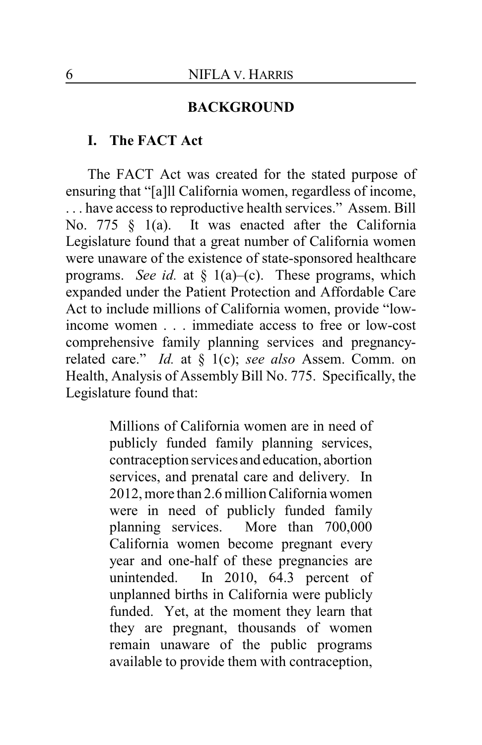## BACKGROUND

### I. The FACT Act

The FACT Act was created for the stated purpose of ensuring that "[a]ll California women, regardless of income, . . . have access to reproductive health services." Assem. Bill No. 775 § 1(a). It was enacted after the California Legislature found that a great number of California women were unaware of the existence of state-sponsored healthcare programs. *See id.* at § 1(a)–(c). These programs, which expanded under the Patient Protection and Affordable Care Act to include millions of California women, provide "low-income women . . . immediate access to free or low-cost comprehensive family planning services and pregnancy-related care." *Id.* at § 1(c); *see also* Assem. Comm. on Health, Analysis of Assembly Bill No. 775. Specifically, the Legislature found that:

> Millions of California women are in need of publicly funded family planning services, contraception services and education, abortion services, and prenatal care and delivery. In 2012, more than 2.6 million California women were in need of publicly funded family planning services. More than 700,000 California women become pregnant every year and one-half of these pregnancies are unintended. In 2010, 64.3 percent of unplanned births in California were publicly funded. Yet, at the moment they learn that they are pregnant, thousands of women remain unaware of the public programs available to provide them with contraception,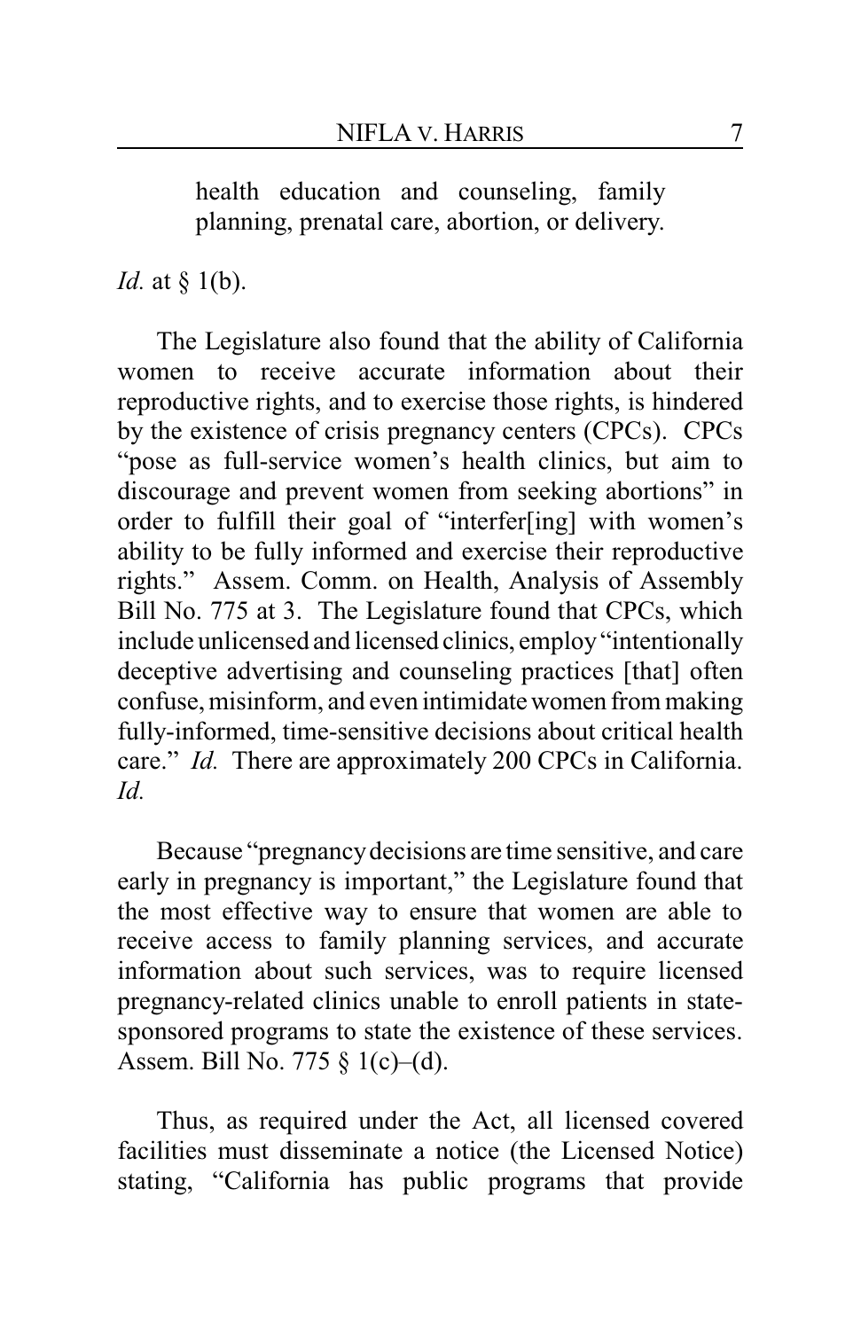> health education and counseling, family planning, prenatal care, abortion, or delivery.

*Id.* at § 1(b).

The Legislature also found that the ability of California women to receive accurate information about their reproductive rights, and to exercise those rights, is hindered by the existence of crisis pregnancy centers (CPCs). CPCs "pose as full-service women's health clinics, but aim to discourage and prevent women from seeking abortions" in order to fulfill their goal of "interfer[ing] with women's ability to be fully informed and exercise their reproductive rights." Assem. Comm. on Health, Analysis of Assembly Bill No. 775 at 3. The Legislature found that CPCs, which include unlicensed and licensed clinics, employ "intentionally deceptive advertising and counseling practices [that] often confuse, misinform, and even intimidate women from making fully-informed, time-sensitive decisions about critical health care." *Id.* There are approximately 200 CPCs in California. *Id.*

Because "pregnancy decisions are time sensitive, and care early in pregnancy is important," the Legislature found that the most effective way to ensure that women are able to receive access to family planning services, and accurate information about such services, was to require licensed pregnancy-related clinics unable to enroll patients in state-sponsored programs to state the existence of these services. Assem. Bill No. 775 § 1(c)–(d).

Thus, as required under the Act, all licensed covered facilities must disseminate a notice (the Licensed Notice) stating, "California has public programs that provide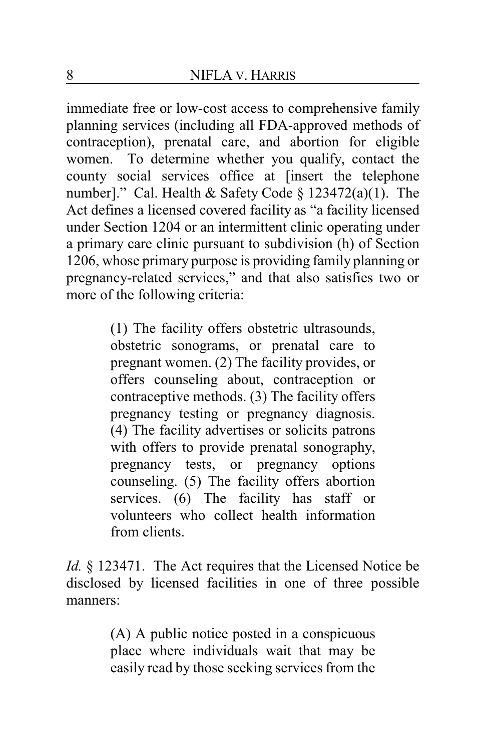immediate free or low-cost access to comprehensive family planning services (including all FDA-approved methods of contraception), prenatal care, and abortion for eligible women. To determine whether you qualify, contact the county social services office at [insert the telephone number]." Cal. Health & Safety Code § 123472(a)(1). The Act defines a licensed covered facility as "a facility licensed under Section 1204 or an intermittent clinic operating under a primary care clinic pursuant to subdivision (h) of Section 1206, whose primary purpose is providing family planning or pregnancy-related services," and that also satisfies two or more of the following criteria:

> (1) The facility offers obstetric ultrasounds, obstetric sonograms, or prenatal care to pregnant women. (2) The facility provides, or offers counseling about, contraception or contraceptive methods. (3) The facility offers pregnancy testing or pregnancy diagnosis. (4) The facility advertises or solicits patrons with offers to provide prenatal sonography, pregnancy tests, or pregnancy options counseling. (5) The facility offers abortion services. (6) The facility has staff or volunteers who collect health information from clients.

*Id.* § 123471. The Act requires that the Licensed Notice be disclosed by licensed facilities in one of three possible manners:

> (A) A public notice posted in a conspicuous place where individuals wait that may be easily read by those seeking services from the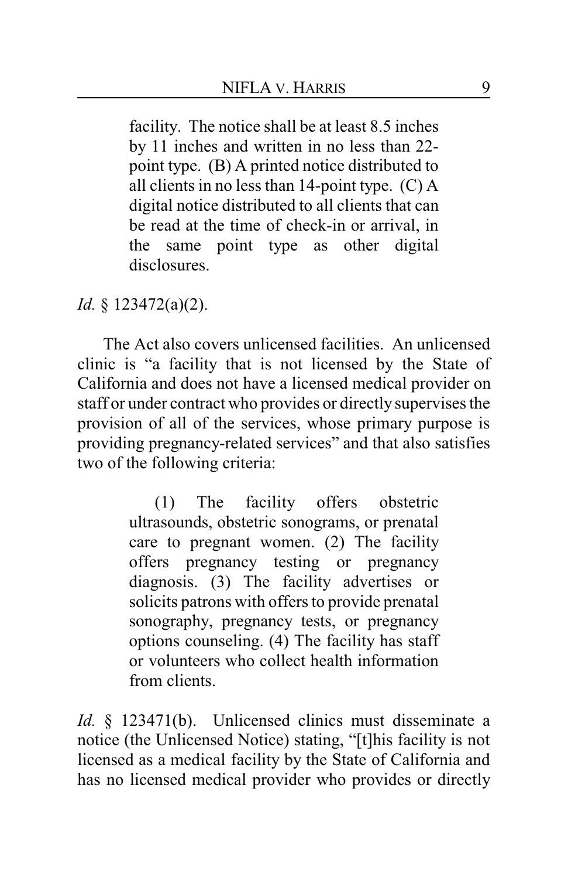> facility. The notice shall be at least 8.5 inches by 11 inches and written in no less than 22-point type. (B) A printed notice distributed to all clients in no less than 14-point type. (C) A digital notice distributed to all clients that can be read at the time of check-in or arrival, in the same point type as other digital disclosures.

*Id.* § 123472(a)(2).

The Act also covers unlicensed facilities. An unlicensed clinic is "a facility that is not licensed by the State of California and does not have a licensed medical provider on staff or under contract who provides or directly supervises the provision of all of the services, whose primary purpose is providing pregnancy-related services" and that also satisfies two of the following criteria:

> (1) The facility offers obstetric ultrasounds, obstetric sonograms, or prenatal care to pregnant women. (2) The facility offers pregnancy testing or pregnancy diagnosis. (3) The facility advertises or solicits patrons with offers to provide prenatal sonography, pregnancy tests, or pregnancy options counseling. (4) The facility has staff or volunteers who collect health information from clients.

*Id.* § 123471(b). Unlicensed clinics must disseminate a notice (the Unlicensed Notice) stating, "[t]his facility is not licensed as a medical facility by the State of California and has no licensed medical provider who provides or directly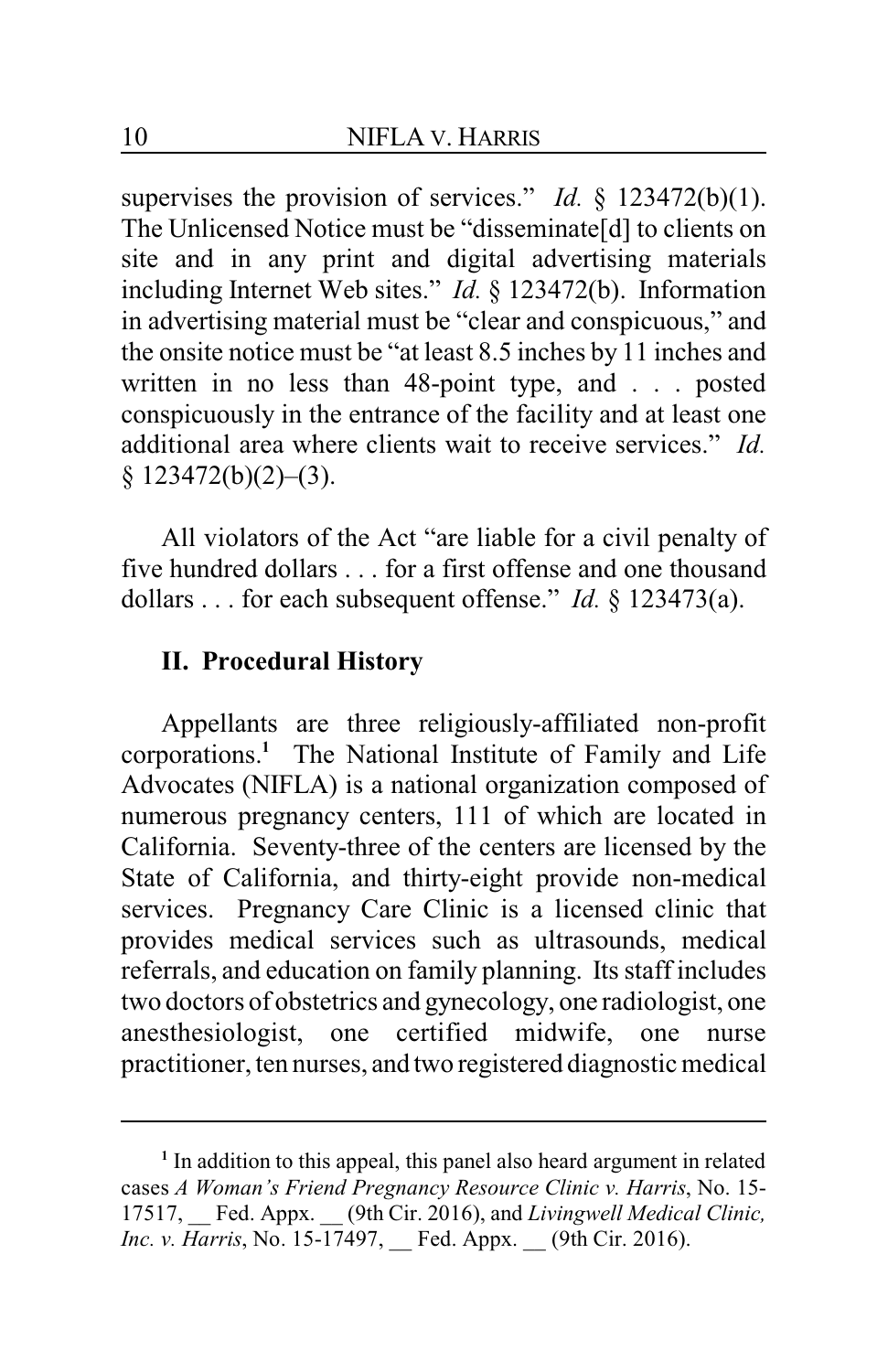supervises the provision of services." *Id.* § 123472(b)(1). The Unlicensed Notice must be "disseminate[d] to clients on site and in any print and digital advertising materials including Internet Web sites." *Id.* § 123472(b). Information in advertising material must be "clear and conspicuous," and the onsite notice must be "at least 8.5 inches by 11 inches and written in no less than 48-point type, and . . . posted conspicuously in the entrance of the facility and at least one additional area where clients wait to receive services." *Id.* § 123472(b)(2)–(3).

All violators of the Act "are liable for a civil penalty of five hundred dollars . . . for a first offense and one thousand dollars . . . for each subsequent offense." *Id.* § 123473(a).

### II. Procedural History

Appellants are three religiously-affiliated non-profit corporations.[1] The National Institute of Family and Life Advocates (NIFLA) is a national organization composed of numerous pregnancy centers, 111 of which are located in California. Seventy-three of the centers are licensed by the State of California, and thirty-eight provide non-medical services. Pregnancy Care Clinic is a licensed clinic that provides medical services such as ultrasounds, medical referrals, and education on family planning. Its staff includes two doctors of obstetrics and gynecology, one radiologist, one anesthesiologist, one certified midwife, one nurse practitioner, ten nurses, and two registered diagnostic medical

---

[1] In addition to this appeal, this panel also heard argument in related cases *A Woman's Friend Pregnancy Resource Clinic v. Harris*, No. 15-17517, __ Fed. Appx. __ (9th Cir. 2016), and *Livingwell Medical Clinic, Inc. v. Harris*, No. 15-17497, __ Fed. Appx. __ (9th Cir. 2016).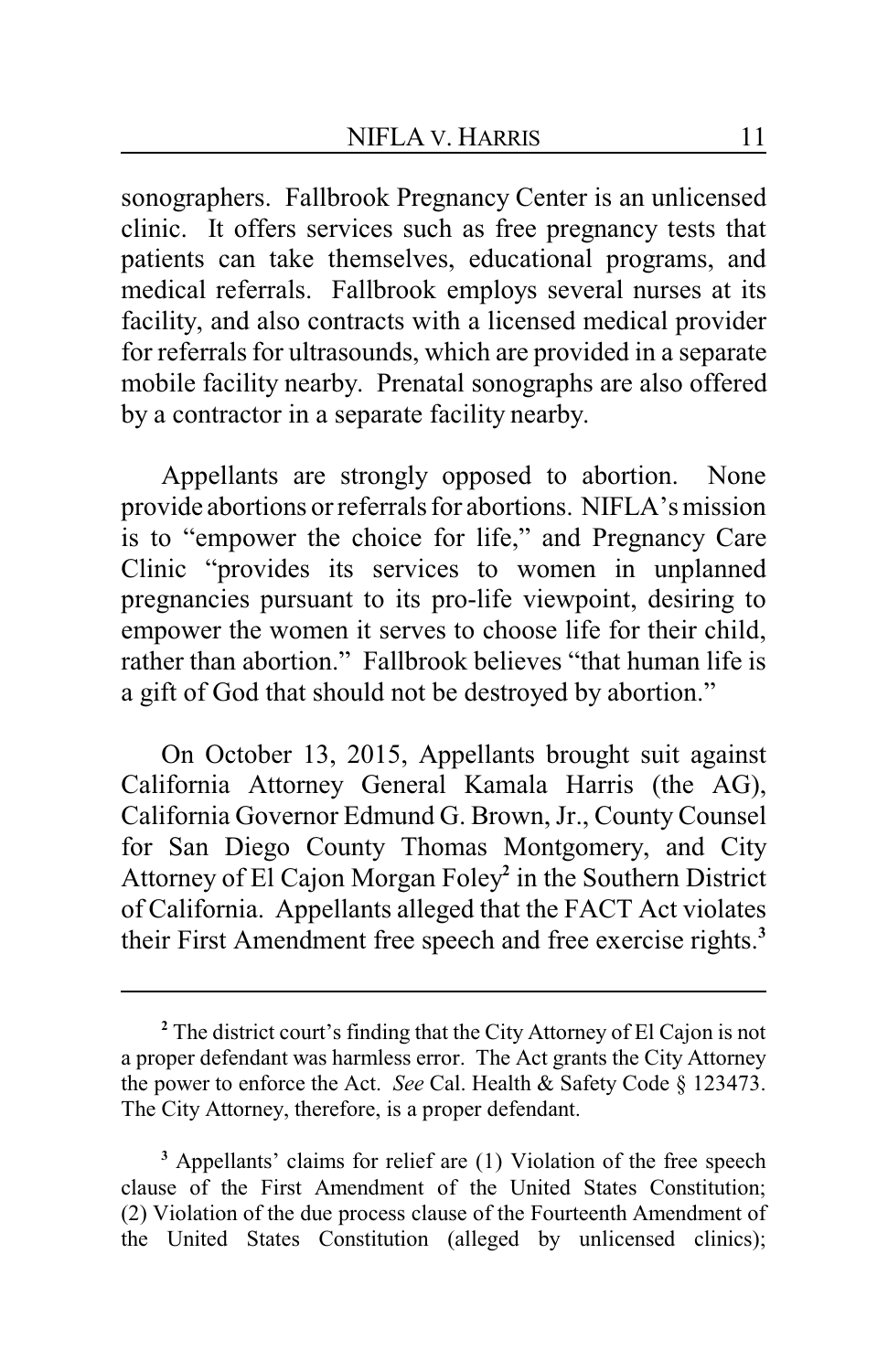sonographers. Fallbrook Pregnancy Center is an unlicensed clinic. It offers services such as free pregnancy tests that patients can take themselves, educational programs, and medical referrals. Fallbrook employs several nurses at its facility, and also contracts with a licensed medical provider for referrals for ultrasounds, which are provided in a separate mobile facility nearby. Prenatal sonographs are also offered by a contractor in a separate facility nearby.

Appellants are strongly opposed to abortion. None provide abortions or referrals for abortions. NIFLA's mission is to "empower the choice for life," and Pregnancy Care Clinic "provides its services to women in unplanned pregnancies pursuant to its pro-life viewpoint, desiring to empower the women it serves to choose life for their child, rather than abortion." Fallbrook believes "that human life is a gift of God that should not be destroyed by abortion."

On October 13, 2015, Appellants brought suit against California Attorney General Kamala Harris (the AG), California Governor Edmund G. Brown, Jr., County Counsel for San Diego County Thomas Montgomery, and City Attorney of El Cajon Morgan Foley[2] in the Southern District of California. Appellants alleged that the FACT Act violates their First Amendment free speech and free exercise rights.[3]

---

[2] The district court's finding that the City Attorney of El Cajon is not a proper defendant was harmless error. The Act grants the City Attorney the power to enforce the Act. *See* Cal. Health & Safety Code § 123473. The City Attorney, therefore, is a proper defendant.

[3] Appellants' claims for relief are (1) Violation of the free speech clause of the First Amendment of the United States Constitution; (2) Violation of the due process clause of the Fourteenth Amendment of the United States Constitution (alleged by unlicensed clinics);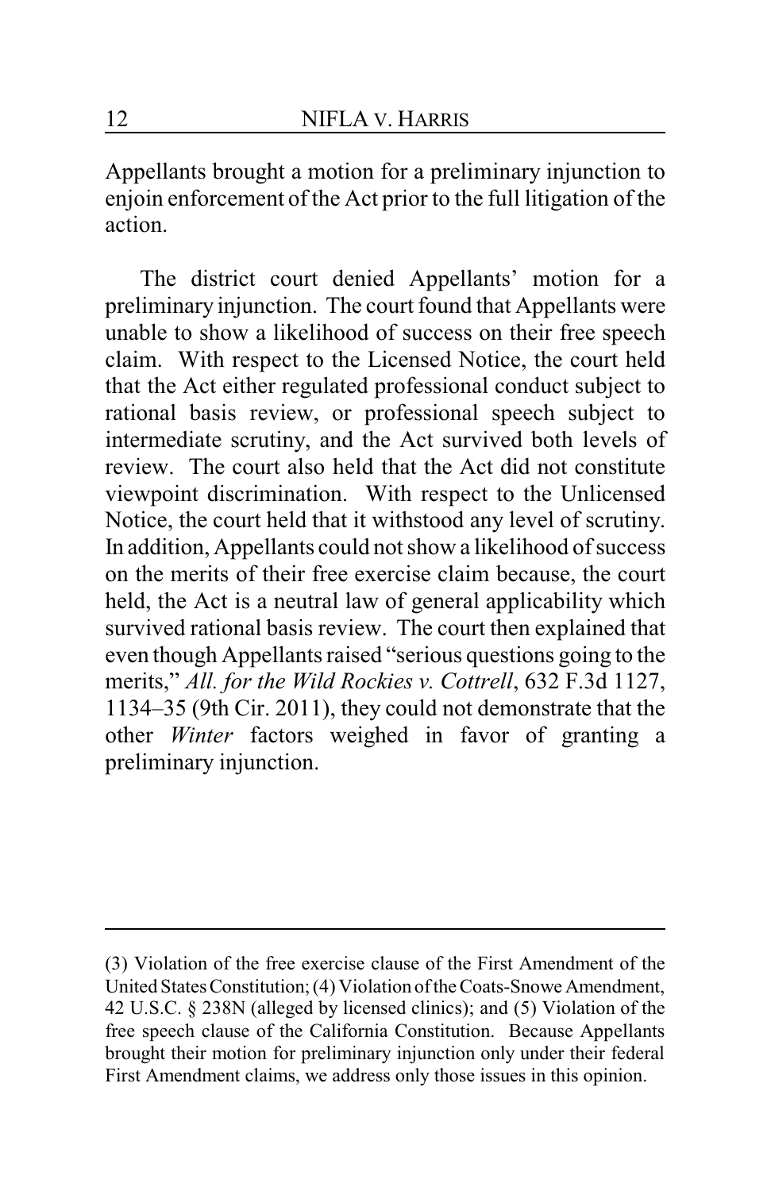Appellants brought a motion for a preliminary injunction to enjoin enforcement of the Act prior to the full litigation of the action.

The district court denied Appellants' motion for a preliminary injunction. The court found that Appellants were unable to show a likelihood of success on their free speech claim. With respect to the Licensed Notice, the court held that the Act either regulated professional conduct subject to rational basis review, or professional speech subject to intermediate scrutiny, and the Act survived both levels of review. The court also held that the Act did not constitute viewpoint discrimination. With respect to the Unlicensed Notice, the court held that it withstood any level of scrutiny. In addition, Appellants could not show a likelihood of success on the merits of their free exercise claim because, the court held, the Act is a neutral law of general applicability which survived rational basis review. The court then explained that even though Appellants raised "serious questions going to the merits," *All. for the Wild Rockies v. Cottrell*, 632 F.3d 1127, 1134–35 (9th Cir. 2011), they could not demonstrate that the other *Winter* factors weighed in favor of granting a preliminary injunction.

---

(3) Violation of the free exercise clause of the First Amendment of the United States Constitution; (4) Violation of the Coats-Snowe Amendment, 42 U.S.C. § 238N (alleged by licensed clinics); and (5) Violation of the free speech clause of the California Constitution. Because Appellants brought their motion for preliminary injunction only under their federal First Amendment claims, we address only those issues in this opinion.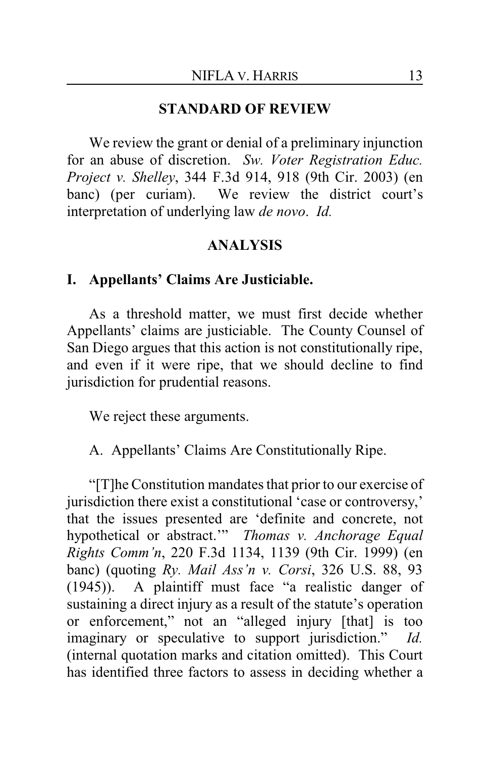## STANDARD OF REVIEW

We review the grant or denial of a preliminary injunction for an abuse of discretion. *Sw. Voter Registration Educ. Project v. Shelley*, 344 F.3d 914, 918 (9th Cir. 2003) (en banc) (per curiam). We review the district court's interpretation of underlying law *de novo*. *Id.*

## ANALYSIS

### I. Appellants' Claims Are Justiciable.

As a threshold matter, we must first decide whether Appellants' claims are justiciable. The County Counsel of San Diego argues that this action is not constitutionally ripe, and even if it were ripe, that we should decline to find jurisdiction for prudential reasons.

We reject these arguments.

A. Appellants' Claims Are Constitutionally Ripe.

"[T]he Constitution mandates that prior to our exercise of jurisdiction there exist a constitutional 'case or controversy,' that the issues presented are 'definite and concrete, not hypothetical or abstract.'" *Thomas v. Anchorage Equal Rights Comm'n*, 220 F.3d 1134, 1139 (9th Cir. 1999) (en banc) (quoting *Ry. Mail Ass'n v. Corsi*, 326 U.S. 88, 93 (1945)). A plaintiff must face "a realistic danger of sustaining a direct injury as a result of the statute's operation or enforcement," not an "alleged injury [that] is too imaginary or speculative to support jurisdiction." *Id.* (internal quotation marks and citation omitted). This Court has identified three factors to assess in deciding whether a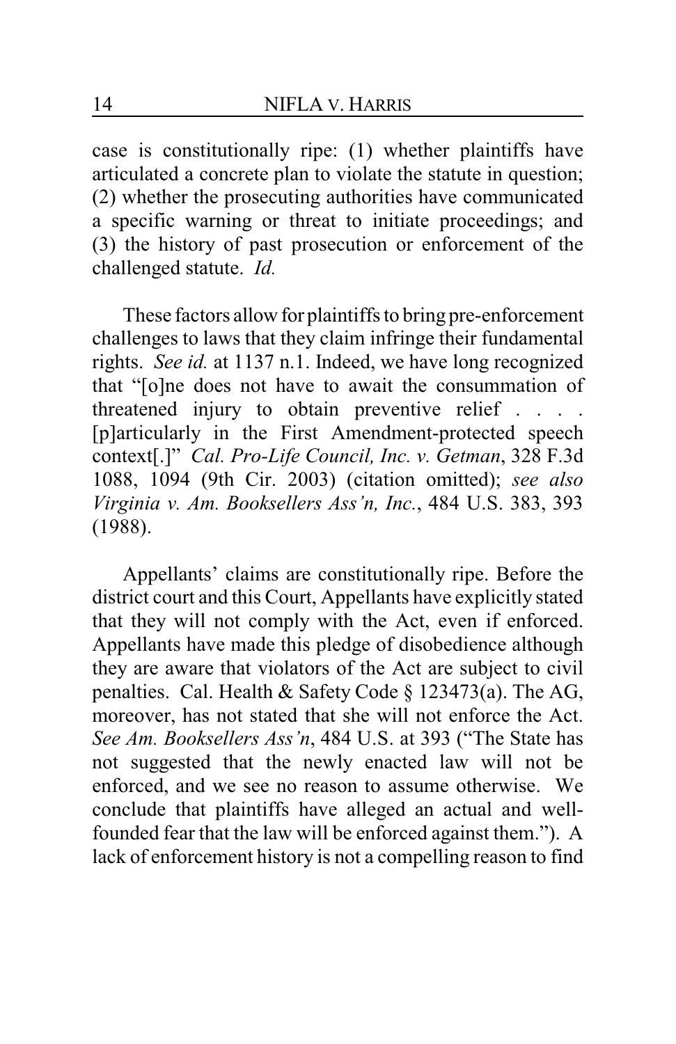case is constitutionally ripe: (1) whether plaintiffs have articulated a concrete plan to violate the statute in question; (2) whether the prosecuting authorities have communicated a specific warning or threat to initiate proceedings; and (3) the history of past prosecution or enforcement of the challenged statute. *Id.*

These factors allow for plaintiffs to bring pre-enforcement challenges to laws that they claim infringe their fundamental rights. *See id.* at 1137 n.1. Indeed, we have long recognized that "[o]ne does not have to await the consummation of threatened injury to obtain preventive relief . . . . [p]articularly in the First Amendment-protected speech context[.]" *Cal. Pro-Life Council, Inc. v. Getman*, 328 F.3d 1088, 1094 (9th Cir. 2003) (citation omitted); *see also Virginia v. Am. Booksellers Ass'n, Inc.*, 484 U.S. 383, 393 (1988).

Appellants' claims are constitutionally ripe. Before the district court and this Court, Appellants have explicitly stated that they will not comply with the Act, even if enforced. Appellants have made this pledge of disobedience although they are aware that violators of the Act are subject to civil penalties. Cal. Health & Safety Code § 123473(a). The AG, moreover, has not stated that she will not enforce the Act. *See Am. Booksellers Ass'n*, 484 U.S. at 393 ("The State has not suggested that the newly enacted law will not be enforced, and we see no reason to assume otherwise. We conclude that plaintiffs have alleged an actual and well-founded fear that the law will be enforced against them."). A lack of enforcement history is not a compelling reason to find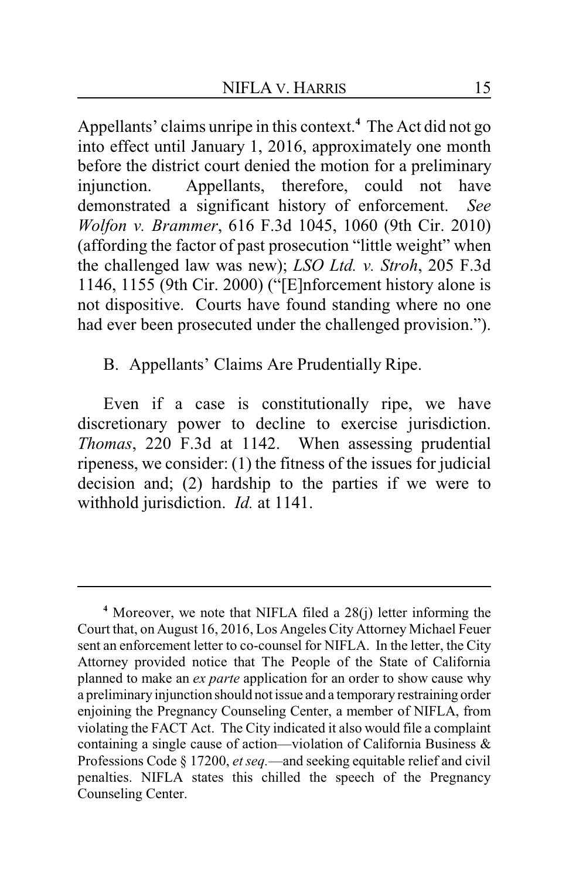Appellants' claims unripe in this context.[4] The Act did not go into effect until January 1, 2016, approximately one month before the district court denied the motion for a preliminary injunction. Appellants, therefore, could not have demonstrated a significant history of enforcement. *See Wolfon v. Brammer*, 616 F.3d 1045, 1060 (9th Cir. 2010) (affording the factor of past prosecution "little weight" when the challenged law was new); *LSO Ltd. v. Stroh*, 205 F.3d 1146, 1155 (9th Cir. 2000) ("[E]nforcement history alone is not dispositive. Courts have found standing where no one had ever been prosecuted under the challenged provision.").

B. Appellants' Claims Are Prudentially Ripe.

Even if a case is constitutionally ripe, we have discretionary power to decline to exercise jurisdiction. *Thomas*, 220 F.3d at 1142. When assessing prudential ripeness, we consider: (1) the fitness of the issues for judicial decision and; (2) hardship to the parties if we were to withhold jurisdiction. *Id.* at 1141.

---

[4] Moreover, we note that NIFLA filed a 28(j) letter informing the Court that, on August 16, 2016, Los Angeles City Attorney Michael Feuer sent an enforcement letter to co-counsel for NIFLA. In the letter, the City Attorney provided notice that The People of the State of California planned to make an *ex parte* application for an order to show cause why a preliminary injunction should not issue and a temporary restraining order enjoining the Pregnancy Counseling Center, a member of NIFLA, from violating the FACT Act. The City indicated it also would file a complaint containing a single cause of action—violation of California Business & Professions Code § 17200, *et seq.*—and seeking equitable relief and civil penalties. NIFLA states this chilled the speech of the Pregnancy Counseling Center.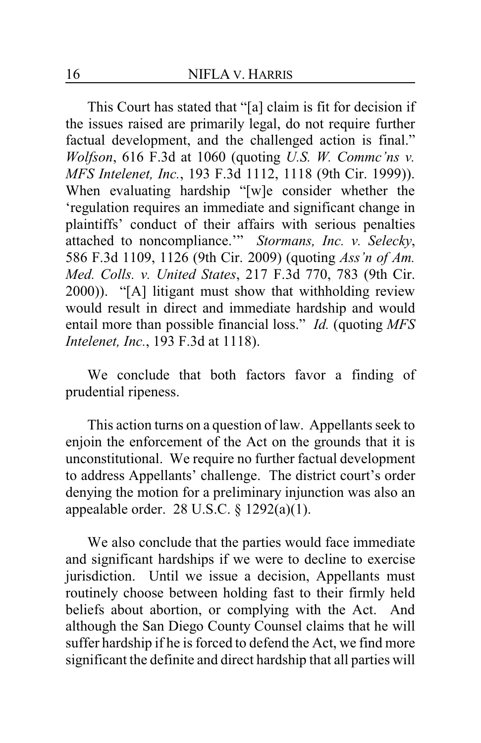This Court has stated that "[a] claim is fit for decision if the issues raised are primarily legal, do not require further factual development, and the challenged action is final." *Wolfson*, 616 F.3d at 1060 (quoting *U.S. W. Commc'ns v. MFS Intelenet, Inc.*, 193 F.3d 1112, 1118 (9th Cir. 1999)). When evaluating hardship "[w]e consider whether the 'regulation requires an immediate and significant change in plaintiffs' conduct of their affairs with serious penalties attached to noncompliance.'" *Stormans, Inc. v. Selecky*, 586 F.3d 1109, 1126 (9th Cir. 2009) (quoting *Ass'n of Am. Med. Colls. v. United States*, 217 F.3d 770, 783 (9th Cir. 2000)). "[A] litigant must show that withholding review would result in direct and immediate hardship and would entail more than possible financial loss." *Id.* (quoting *MFS Intelenet, Inc.*, 193 F.3d at 1118).

We conclude that both factors favor a finding of prudential ripeness.

This action turns on a question of law. Appellants seek to enjoin the enforcement of the Act on the grounds that it is unconstitutional. We require no further factual development to address Appellants' challenge. The district court's order denying the motion for a preliminary injunction was also an appealable order. 28 U.S.C. § 1292(a)(1).

We also conclude that the parties would face immediate and significant hardships if we were to decline to exercise jurisdiction. Until we issue a decision, Appellants must routinely choose between holding fast to their firmly held beliefs about abortion, or complying with the Act. And although the San Diego County Counsel claims that he will suffer hardship if he is forced to defend the Act, we find more significant the definite and direct hardship that all parties will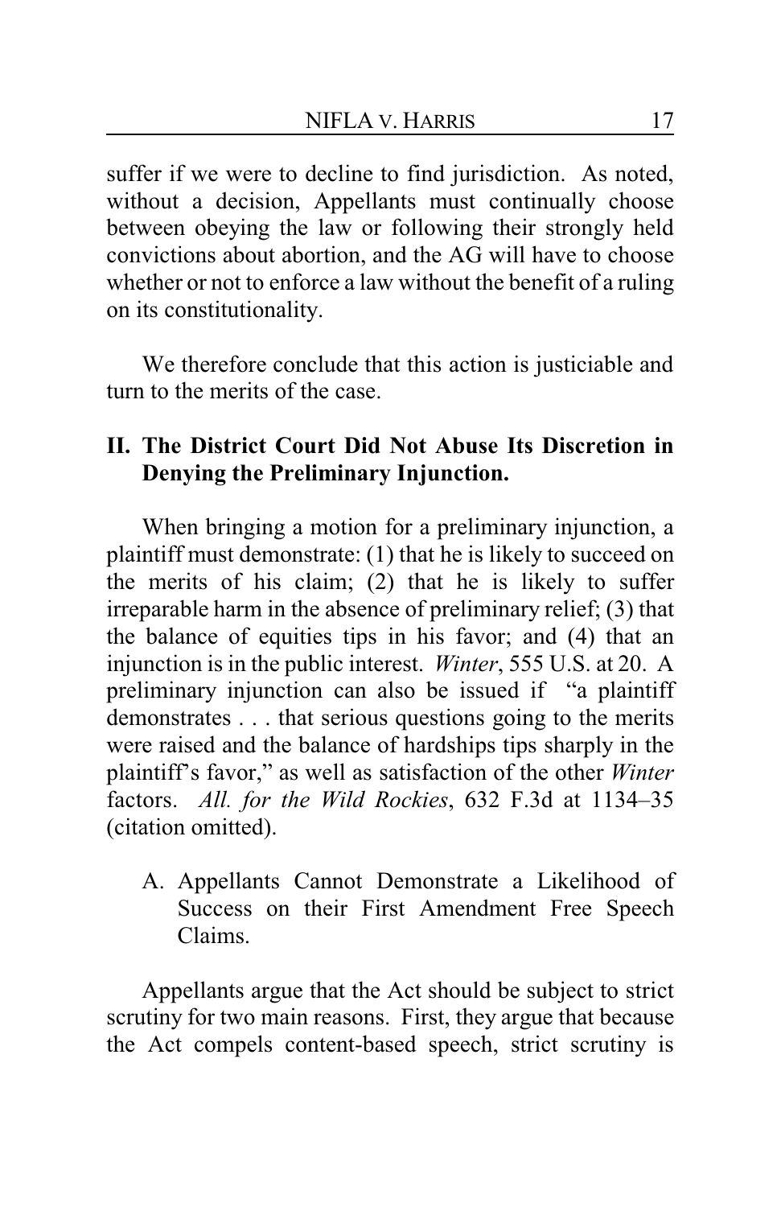suffer if we were to decline to find jurisdiction. As noted, without a decision, Appellants must continually choose between obeying the law or following their strongly held convictions about abortion, and the AG will have to choose whether or not to enforce a law without the benefit of a ruling on its constitutionality.

We therefore conclude that this action is justiciable and turn to the merits of the case.

## II. The District Court Did Not Abuse Its Discretion in Denying the Preliminary Injunction.

When bringing a motion for a preliminary injunction, a plaintiff must demonstrate: (1) that he is likely to succeed on the merits of his claim; (2) that he is likely to suffer irreparable harm in the absence of preliminary relief; (3) that the balance of equities tips in his favor; and (4) that an injunction is in the public interest. *Winter*, 555 U.S. at 20. A preliminary injunction can also be issued if "a plaintiff demonstrates . . . that serious questions going to the merits were raised and the balance of hardships tips sharply in the plaintiff's favor," as well as satisfaction of the other *Winter* factors. *All. for the Wild Rockies*, 632 F.3d at 1134–35 (citation omitted).

### A. Appellants Cannot Demonstrate a Likelihood of Success on their First Amendment Free Speech Claims.

Appellants argue that the Act should be subject to strict scrutiny for two main reasons. First, they argue that because the Act compels content-based speech, strict scrutiny is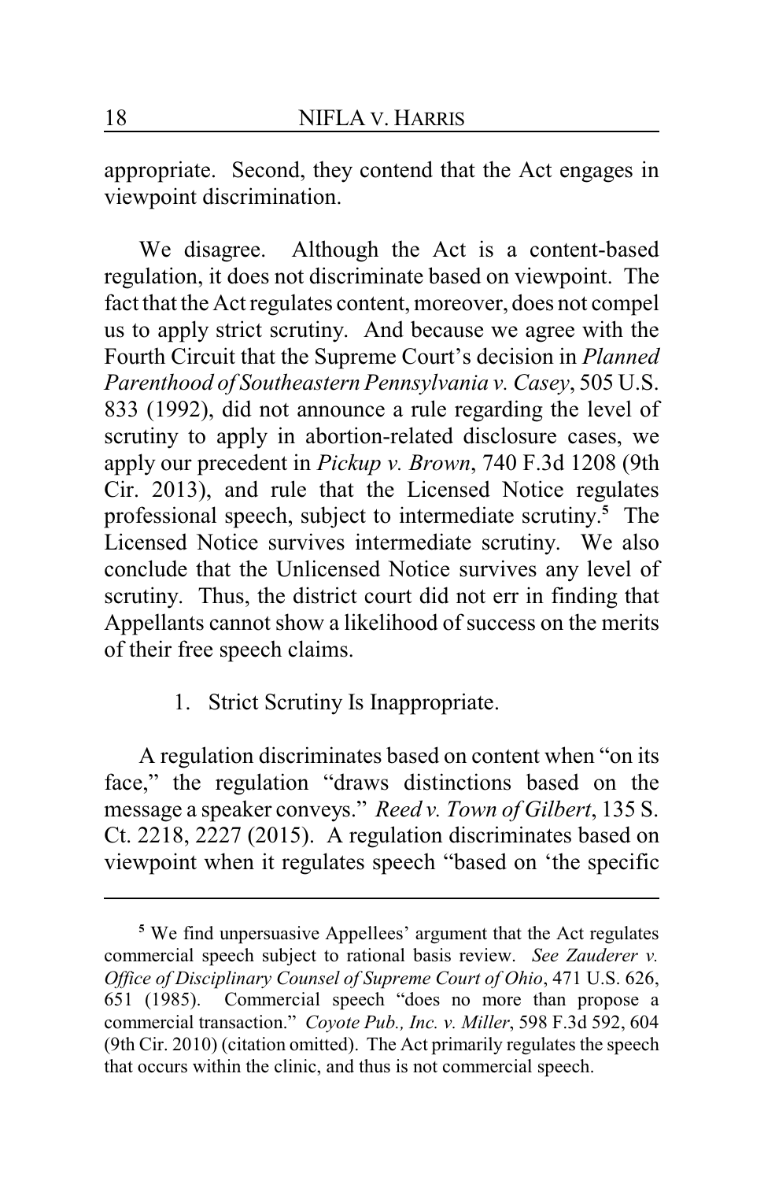appropriate. Second, they contend that the Act engages in viewpoint discrimination.

We disagree. Although the Act is a content-based regulation, it does not discriminate based on viewpoint. The fact that the Act regulates content, moreover, does not compel us to apply strict scrutiny. And because we agree with the Fourth Circuit that the Supreme Court's decision in *Planned Parenthood of Southeastern Pennsylvania v. Casey*, 505 U.S. 833 (1992), did not announce a rule regarding the level of scrutiny to apply in abortion-related disclosure cases, we apply our precedent in *Pickup v. Brown*, 740 F.3d 1208 (9th Cir. 2013), and rule that the Licensed Notice regulates professional speech, subject to intermediate scrutiny.[5] The Licensed Notice survives intermediate scrutiny. We also conclude that the Unlicensed Notice survives any level of scrutiny. Thus, the district court did not err in finding that Appellants cannot show a likelihood of success on the merits of their free speech claims.

1. Strict Scrutiny Is Inappropriate.

A regulation discriminates based on content when "on its face," the regulation "draws distinctions based on the message a speaker conveys." *Reed v. Town of Gilbert*, 135 S. Ct. 2218, 2227 (2015). A regulation discriminates based on viewpoint when it regulates speech "based on 'the specific

[5] We find unpersuasive Appellees' argument that the Act regulates commercial speech subject to rational basis review. *See Zauderer v. Office of Disciplinary Counsel of Supreme Court of Ohio*, 471 U.S. 626, 651 (1985). Commercial speech "does no more than propose a commercial transaction." *Coyote Pub., Inc. v. Miller*, 598 F.3d 592, 604 (9th Cir. 2010) (citation omitted). The Act primarily regulates the speech that occurs within the clinic, and thus is not commercial speech.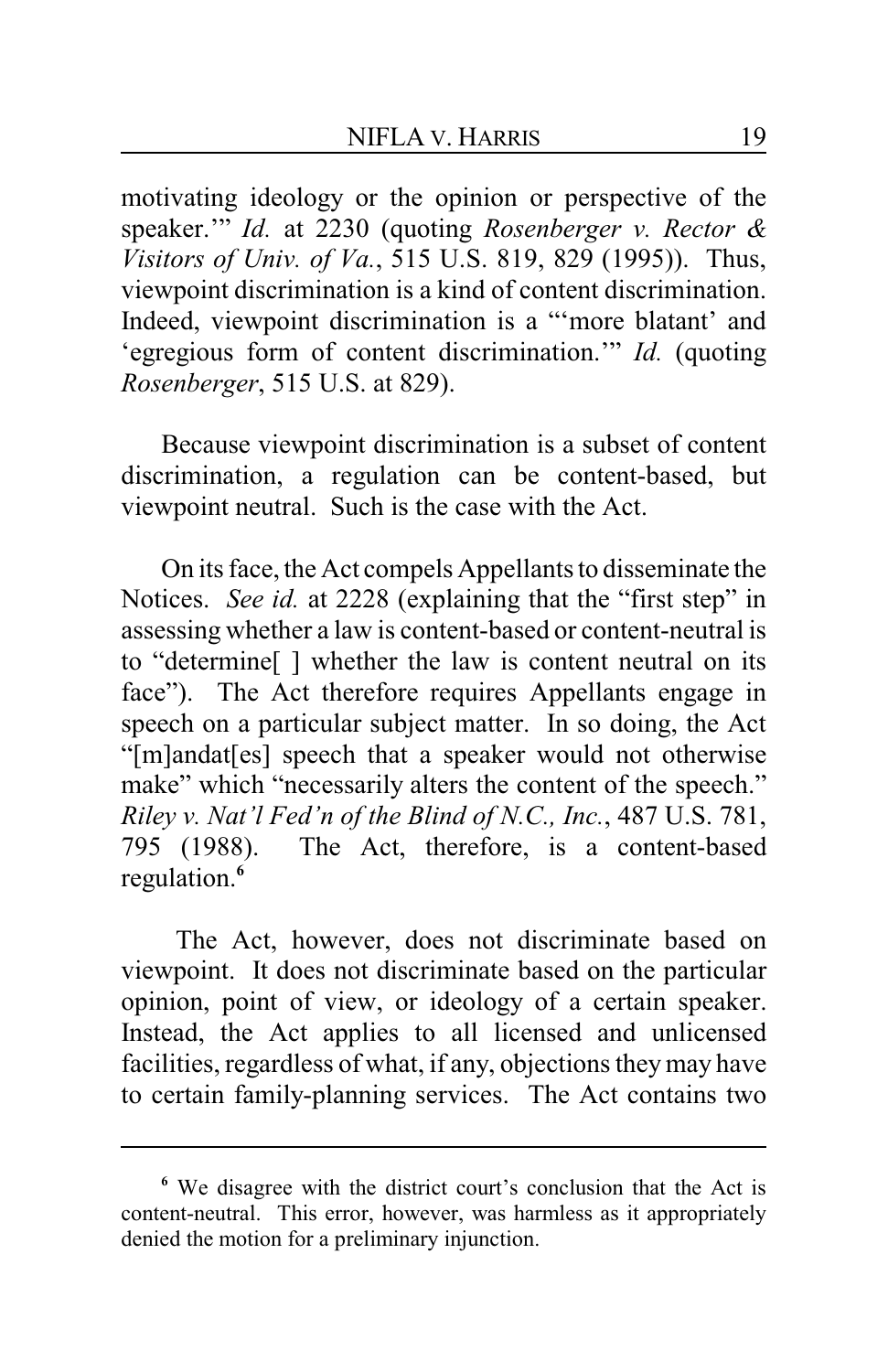motivating ideology or the opinion or perspective of the speaker.'" *Id.* at 2230 (quoting *Rosenberger v. Rector & Visitors of Univ. of Va.*, 515 U.S. 819, 829 (1995)). Thus, viewpoint discrimination is a kind of content discrimination. Indeed, viewpoint discrimination is a "'more blatant' and 'egregious form of content discrimination.'" *Id.* (quoting *Rosenberger*, 515 U.S. at 829).

Because viewpoint discrimination is a subset of content discrimination, a regulation can be content-based, but viewpoint neutral. Such is the case with the Act.

On its face, the Act compels Appellants to disseminate the Notices. *See id.* at 2228 (explaining that the "first step" in assessing whether a law is content-based or content-neutral is to "determine[ ] whether the law is content neutral on its face"). The Act therefore requires Appellants engage in speech on a particular subject matter. In so doing, the Act "[m]andat[es] speech that a speaker would not otherwise make" which "necessarily alters the content of the speech." *Riley v. Nat'l Fed'n of the Blind of N.C., Inc.*, 487 U.S. 781, 795 (1988). The Act, therefore, is a content-based regulation.[6]

The Act, however, does not discriminate based on viewpoint. It does not discriminate based on the particular opinion, point of view, or ideology of a certain speaker. Instead, the Act applies to all licensed and unlicensed facilities, regardless of what, if any, objections they may have to certain family-planning services. The Act contains two

---

[6] We disagree with the district court's conclusion that the Act is content-neutral. This error, however, was harmless as it appropriately denied the motion for a preliminary injunction.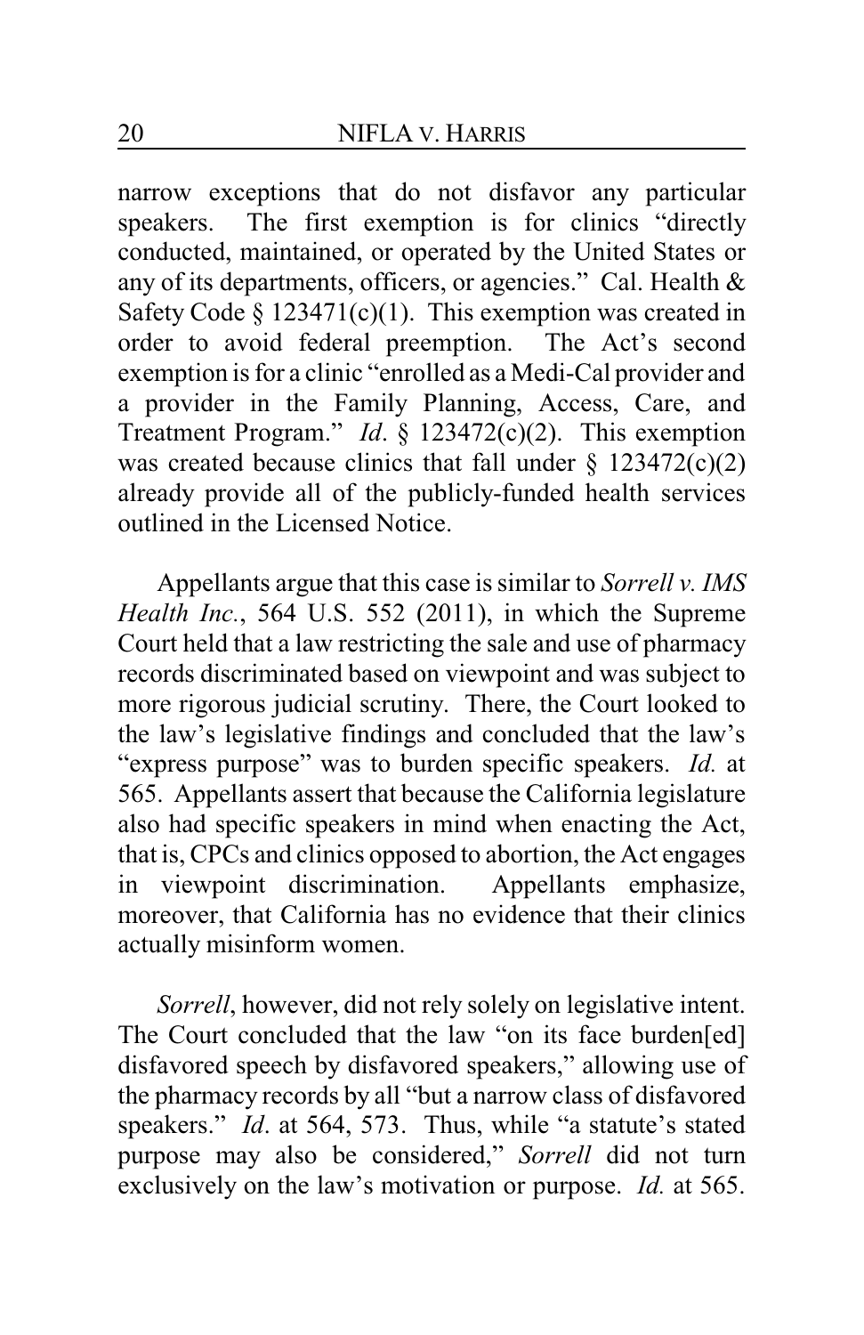narrow exceptions that do not disfavor any particular speakers. The first exemption is for clinics "directly conducted, maintained, or operated by the United States or any of its departments, officers, or agencies." Cal. Health & Safety Code § 123471(c)(1). This exemption was created in order to avoid federal preemption. The Act's second exemption is for a clinic "enrolled as a Medi-Cal provider and a provider in the Family Planning, Access, Care, and Treatment Program." *Id*. § 123472(c)(2). This exemption was created because clinics that fall under § 123472(c)(2) already provide all of the publicly-funded health services outlined in the Licensed Notice.

Appellants argue that this case is similar to *Sorrell v. IMS Health Inc.*, 564 U.S. 552 (2011), in which the Supreme Court held that a law restricting the sale and use of pharmacy records discriminated based on viewpoint and was subject to more rigorous judicial scrutiny. There, the Court looked to the law's legislative findings and concluded that the law's "express purpose" was to burden specific speakers. *Id.* at 565. Appellants assert that because the California legislature also had specific speakers in mind when enacting the Act, that is, CPCs and clinics opposed to abortion, the Act engages in viewpoint discrimination. Appellants emphasize, moreover, that California has no evidence that their clinics actually misinform women.

*Sorrell*, however, did not rely solely on legislative intent. The Court concluded that the law "on its face burden[ed] disfavored speech by disfavored speakers," allowing use of the pharmacy records by all "but a narrow class of disfavored speakers." *Id*. at 564, 573. Thus, while "a statute's stated purpose may also be considered," *Sorrell* did not turn exclusively on the law's motivation or purpose. *Id.* at 565.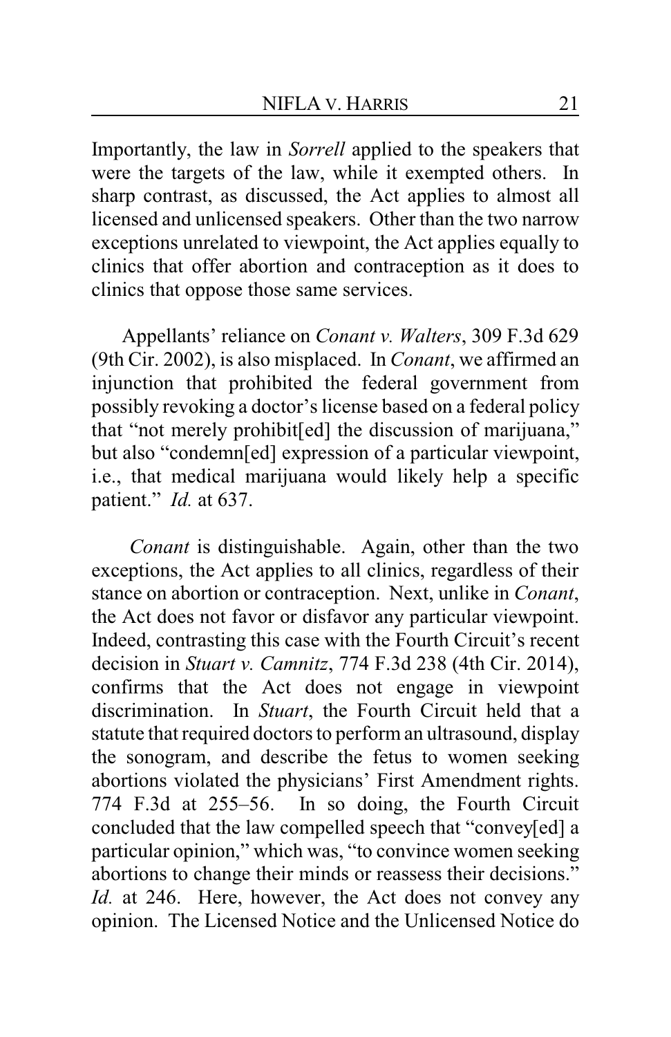Importantly, the law in *Sorrell* applied to the speakers that were the targets of the law, while it exempted others. In sharp contrast, as discussed, the Act applies to almost all licensed and unlicensed speakers. Other than the two narrow exceptions unrelated to viewpoint, the Act applies equally to clinics that offer abortion and contraception as it does to clinics that oppose those same services.

Appellants' reliance on *Conant v. Walters*, 309 F.3d 629 (9th Cir. 2002), is also misplaced. In *Conant*, we affirmed an injunction that prohibited the federal government from possibly revoking a doctor's license based on a federal policy that "not merely prohibit[ed] the discussion of marijuana," but also "condemn[ed] expression of a particular viewpoint, i.e., that medical marijuana would likely help a specific patient." *Id.* at 637.

*Conant* is distinguishable. Again, other than the two exceptions, the Act applies to all clinics, regardless of their stance on abortion or contraception. Next, unlike in *Conant*, the Act does not favor or disfavor any particular viewpoint. Indeed, contrasting this case with the Fourth Circuit's recent decision in *Stuart v. Camnitz*, 774 F.3d 238 (4th Cir. 2014), confirms that the Act does not engage in viewpoint discrimination. In *Stuart*, the Fourth Circuit held that a statute that required doctors to perform an ultrasound, display the sonogram, and describe the fetus to women seeking abortions violated the physicians' First Amendment rights. 774 F.3d at 255–56. In so doing, the Fourth Circuit concluded that the law compelled speech that "convey[ed] a particular opinion," which was, "to convince women seeking abortions to change their minds or reassess their decisions." *Id.* at 246. Here, however, the Act does not convey any opinion. The Licensed Notice and the Unlicensed Notice do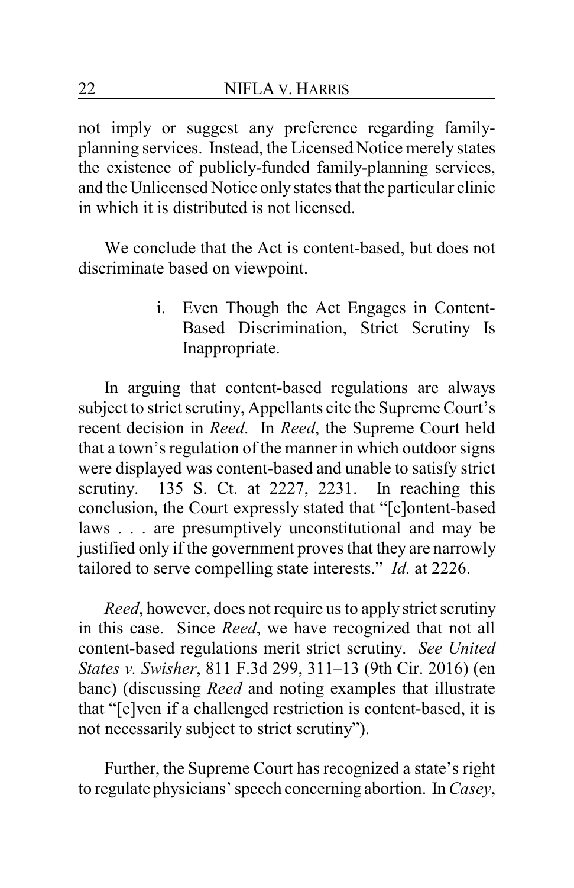not imply or suggest any preference regarding family-planning services. Instead, the Licensed Notice merely states the existence of publicly-funded family-planning services, and the Unlicensed Notice only states that the particular clinic in which it is distributed is not licensed.

We conclude that the Act is content-based, but does not discriminate based on viewpoint.

i. Even Though the Act Engages in Content-Based Discrimination, Strict Scrutiny Is Inappropriate.

In arguing that content-based regulations are always subject to strict scrutiny, Appellants cite the Supreme Court's recent decision in *Reed*. In *Reed*, the Supreme Court held that a town's regulation of the manner in which outdoor signs were displayed was content-based and unable to satisfy strict scrutiny. 135 S. Ct. at 2227, 2231. In reaching this conclusion, the Court expressly stated that "[c]ontent-based laws . . . are presumptively unconstitutional and may be justified only if the government proves that they are narrowly tailored to serve compelling state interests." *Id.* at 2226.

*Reed*, however, does not require us to apply strict scrutiny in this case. Since *Reed*, we have recognized that not all content-based regulations merit strict scrutiny. *See United States v. Swisher*, 811 F.3d 299, 311–13 (9th Cir. 2016) (en banc) (discussing *Reed* and noting examples that illustrate that "[e]ven if a challenged restriction is content-based, it is not necessarily subject to strict scrutiny").

Further, the Supreme Court has recognized a state's right to regulate physicians' speech concerning abortion. In *Casey*,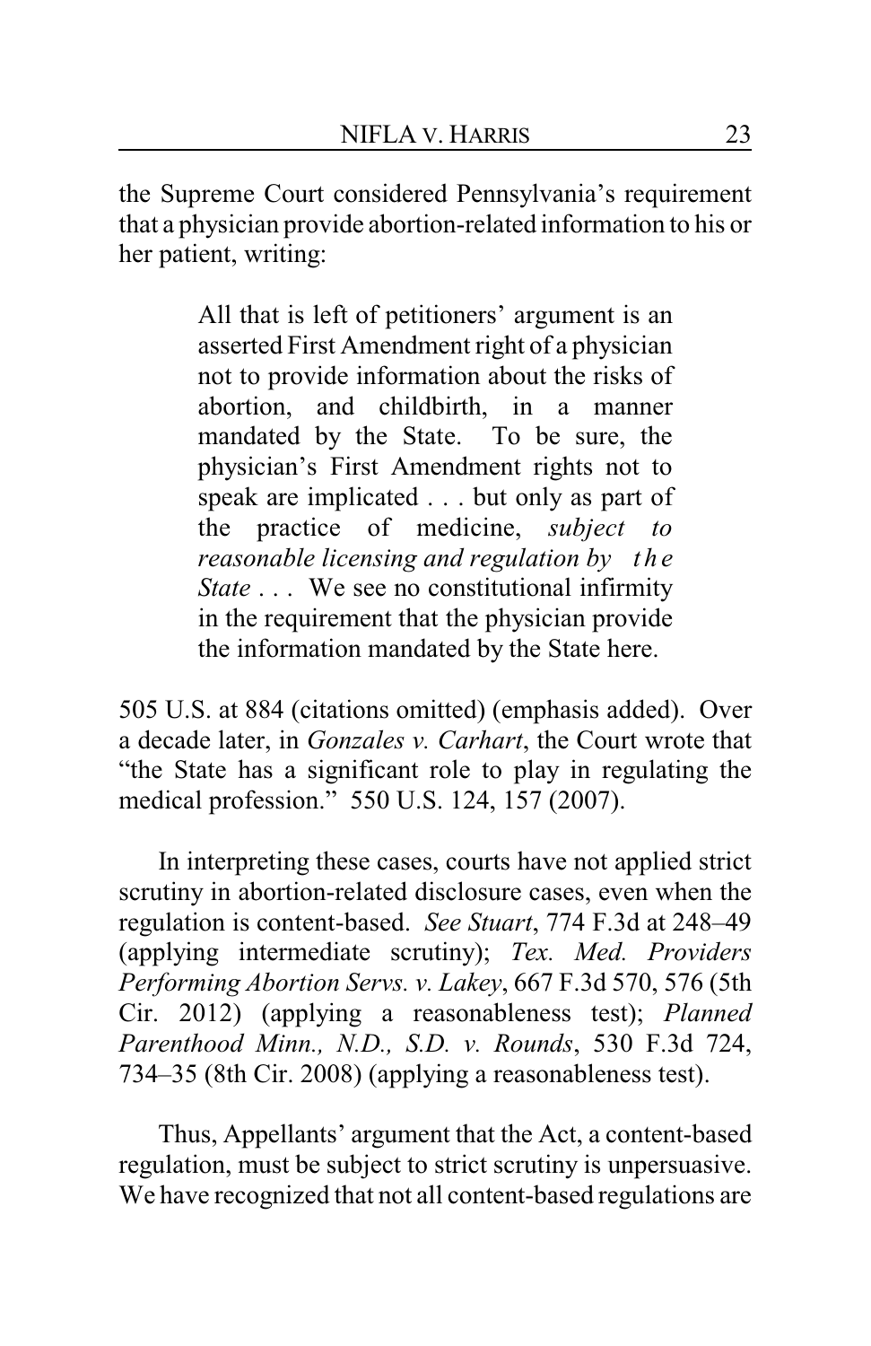the Supreme Court considered Pennsylvania's requirement that a physician provide abortion-related information to his or her patient, writing:

> All that is left of petitioners' argument is an asserted First Amendment right of a physician not to provide information about the risks of abortion, and childbirth, in a manner mandated by the State. To be sure, the physician's First Amendment rights not to speak are implicated . . . but only as part of the practice of medicine, *subject to reasonable licensing and regulation by the State* . . . We see no constitutional infirmity in the requirement that the physician provide the information mandated by the State here.

505 U.S. at 884 (citations omitted) (emphasis added). Over a decade later, in *Gonzales v. Carhart*, the Court wrote that "the State has a significant role to play in regulating the medical profession." 550 U.S. 124, 157 (2007).

In interpreting these cases, courts have not applied strict scrutiny in abortion-related disclosure cases, even when the regulation is content-based. *See Stuart*, 774 F.3d at 248–49 (applying intermediate scrutiny); *Tex. Med. Providers Performing Abortion Servs. v. Lakey*, 667 F.3d 570, 576 (5th Cir. 2012) (applying a reasonableness test); *Planned Parenthood Minn., N.D., S.D. v. Rounds*, 530 F.3d 724, 734–35 (8th Cir. 2008) (applying a reasonableness test).

Thus, Appellants' argument that the Act, a content-based regulation, must be subject to strict scrutiny is unpersuasive. We have recognized that not all content-based regulations are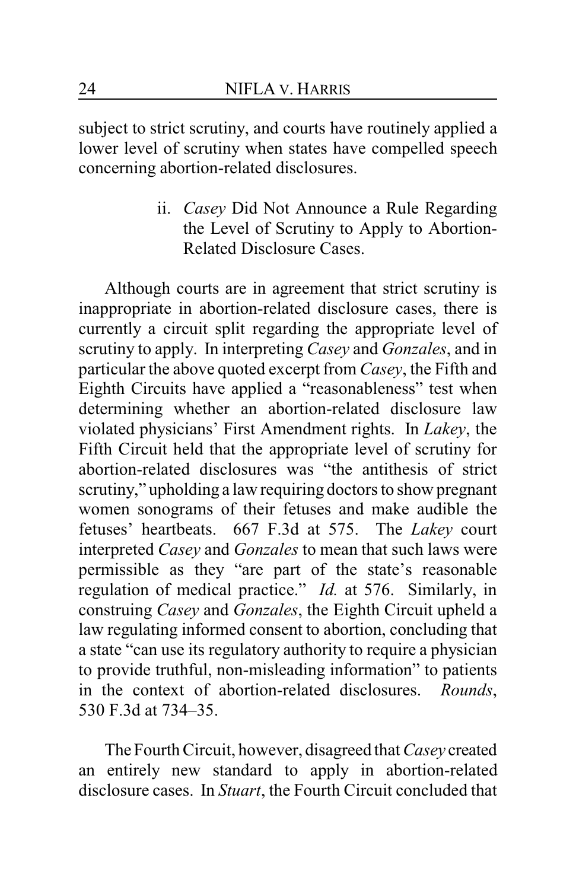subject to strict scrutiny, and courts have routinely applied a lower level of scrutiny when states have compelled speech concerning abortion-related disclosures.

#### ii. *Casey* Did Not Announce a Rule Regarding the Level of Scrutiny to Apply to Abortion-Related Disclosure Cases.

Although courts are in agreement that strict scrutiny is inappropriate in abortion-related disclosure cases, there is currently a circuit split regarding the appropriate level of scrutiny to apply. In interpreting *Casey* and *Gonzales*, and in particular the above quoted excerpt from *Casey*, the Fifth and Eighth Circuits have applied a "reasonableness" test when determining whether an abortion-related disclosure law violated physicians' First Amendment rights. In *Lakey*, the Fifth Circuit held that the appropriate level of scrutiny for abortion-related disclosures was "the antithesis of strict scrutiny," upholding a law requiring doctors to show pregnant women sonograms of their fetuses and make audible the fetuses' heartbeats. 667 F.3d at 575. The *Lakey* court interpreted *Casey* and *Gonzales* to mean that such laws were permissible as they "are part of the state's reasonable regulation of medical practice." *Id.* at 576. Similarly, in construing *Casey* and *Gonzales*, the Eighth Circuit upheld a law regulating informed consent to abortion, concluding that a state "can use its regulatory authority to require a physician to provide truthful, non-misleading information" to patients in the context of abortion-related disclosures. *Rounds*, 530 F.3d at 734–35.

The Fourth Circuit, however, disagreed that *Casey* created an entirely new standard to apply in abortion-related disclosure cases. In *Stuart*, the Fourth Circuit concluded that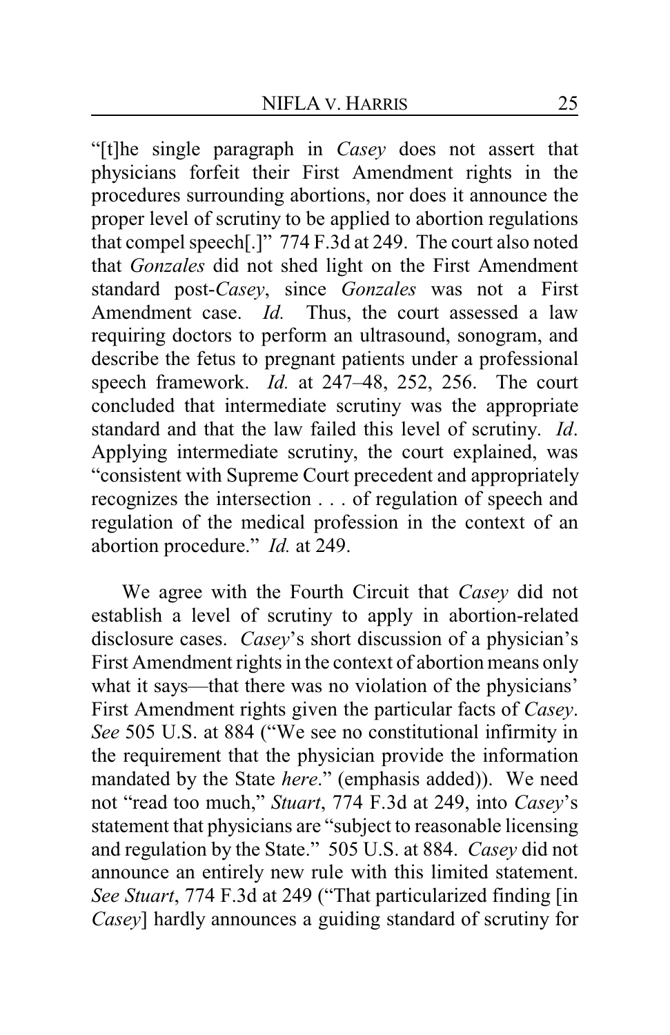"[t]he single paragraph in *Casey* does not assert that physicians forfeit their First Amendment rights in the procedures surrounding abortions, nor does it announce the proper level of scrutiny to be applied to abortion regulations that compel speech[.]" 774 F.3d at 249. The court also noted that *Gonzales* did not shed light on the First Amendment standard post-*Casey*, since *Gonzales* was not a First Amendment case. *Id.* Thus, the court assessed a law requiring doctors to perform an ultrasound, sonogram, and describe the fetus to pregnant patients under a professional speech framework. *Id.* at 247–48, 252, 256. The court concluded that intermediate scrutiny was the appropriate standard and that the law failed this level of scrutiny. *Id*. Applying intermediate scrutiny, the court explained, was "consistent with Supreme Court precedent and appropriately recognizes the intersection . . . of regulation of speech and regulation of the medical profession in the context of an abortion procedure." *Id.* at 249.

We agree with the Fourth Circuit that *Casey* did not establish a level of scrutiny to apply in abortion-related disclosure cases. *Casey*'s short discussion of a physician's First Amendment rights in the context of abortion means only what it says—that there was no violation of the physicians' First Amendment rights given the particular facts of *Casey*. *See* 505 U.S. at 884 ("We see no constitutional infirmity in the requirement that the physician provide the information mandated by the State *here*." (emphasis added)). We need not "read too much," *Stuart*, 774 F.3d at 249, into *Casey*'s statement that physicians are "subject to reasonable licensing and regulation by the State." 505 U.S. at 884. *Casey* did not announce an entirely new rule with this limited statement. *See Stuart*, 774 F.3d at 249 ("That particularized finding [in *Casey*] hardly announces a guiding standard of scrutiny for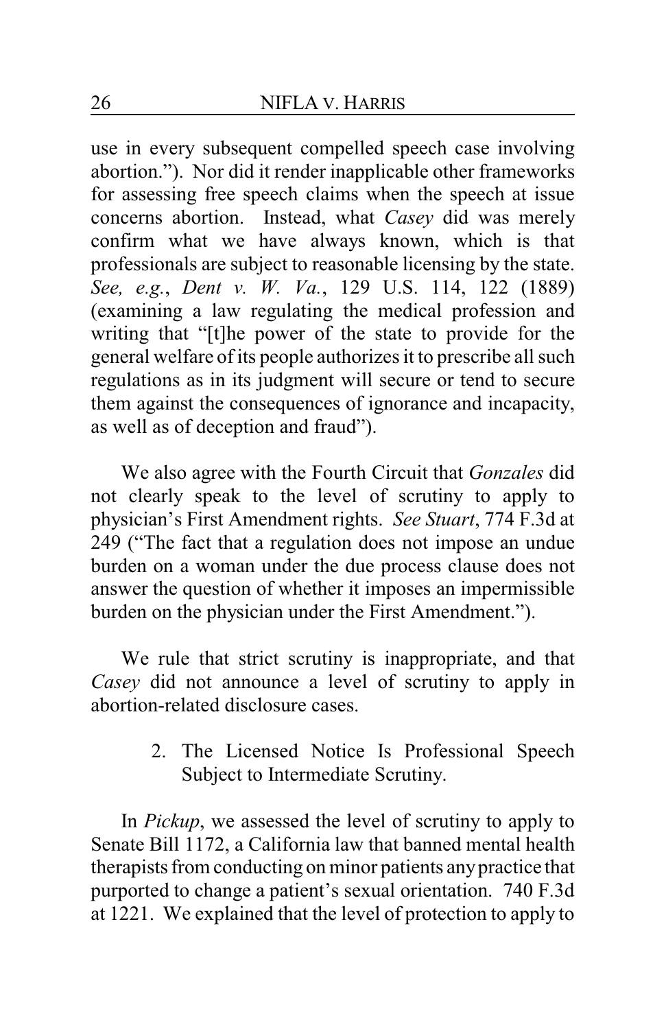use in every subsequent compelled speech case involving abortion."). Nor did it render inapplicable other frameworks for assessing free speech claims when the speech at issue concerns abortion. Instead, what *Casey* did was merely confirm what we have always known, which is that professionals are subject to reasonable licensing by the state. *See, e.g.*, *Dent v. W. Va.*, 129 U.S. 114, 122 (1889) (examining a law regulating the medical profession and writing that "[t]he power of the state to provide for the general welfare of its people authorizes it to prescribe all such regulations as in its judgment will secure or tend to secure them against the consequences of ignorance and incapacity, as well as of deception and fraud").

We also agree with the Fourth Circuit that *Gonzales* did not clearly speak to the level of scrutiny to apply to physician's First Amendment rights. *See Stuart*, 774 F.3d at 249 ("The fact that a regulation does not impose an undue burden on a woman under the due process clause does not answer the question of whether it imposes an impermissible burden on the physician under the First Amendment.").

We rule that strict scrutiny is inappropriate, and that *Casey* did not announce a level of scrutiny to apply in abortion-related disclosure cases.

2. The Licensed Notice Is Professional Speech Subject to Intermediate Scrutiny.

In *Pickup*, we assessed the level of scrutiny to apply to Senate Bill 1172, a California law that banned mental health therapists from conducting on minor patients any practice that purported to change a patient's sexual orientation. 740 F.3d at 1221. We explained that the level of protection to apply to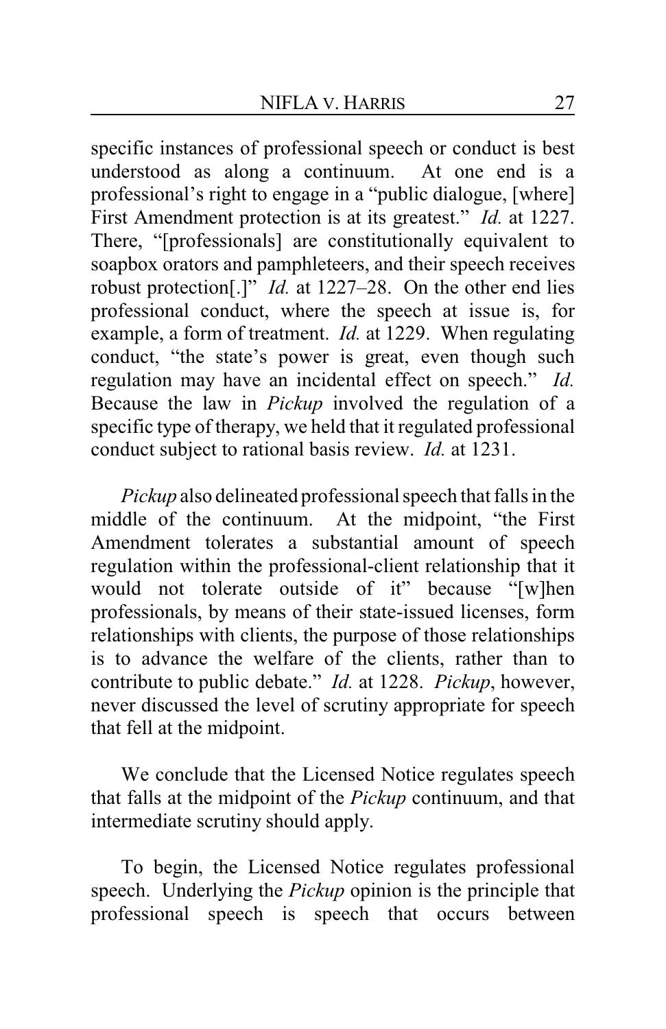specific instances of professional speech or conduct is best understood as along a continuum. At one end is a professional's right to engage in a "public dialogue, [where] First Amendment protection is at its greatest." *Id.* at 1227. There, "[professionals] are constitutionally equivalent to soapbox orators and pamphleteers, and their speech receives robust protection[.]" *Id.* at 1227–28. On the other end lies professional conduct, where the speech at issue is, for example, a form of treatment. *Id.* at 1229. When regulating conduct, "the state's power is great, even though such regulation may have an incidental effect on speech." *Id.* Because the law in *Pickup* involved the regulation of a specific type of therapy, we held that it regulated professional conduct subject to rational basis review. *Id.* at 1231.

*Pickup* also delineated professional speech that falls in the middle of the continuum. At the midpoint, "the First Amendment tolerates a substantial amount of speech regulation within the professional-client relationship that it would not tolerate outside of it" because "[w]hen professionals, by means of their state-issued licenses, form relationships with clients, the purpose of those relationships is to advance the welfare of the clients, rather than to contribute to public debate." *Id.* at 1228. *Pickup*, however, never discussed the level of scrutiny appropriate for speech that fell at the midpoint.

We conclude that the Licensed Notice regulates speech that falls at the midpoint of the *Pickup* continuum, and that intermediate scrutiny should apply.

To begin, the Licensed Notice regulates professional speech. Underlying the *Pickup* opinion is the principle that professional speech is speech that occurs between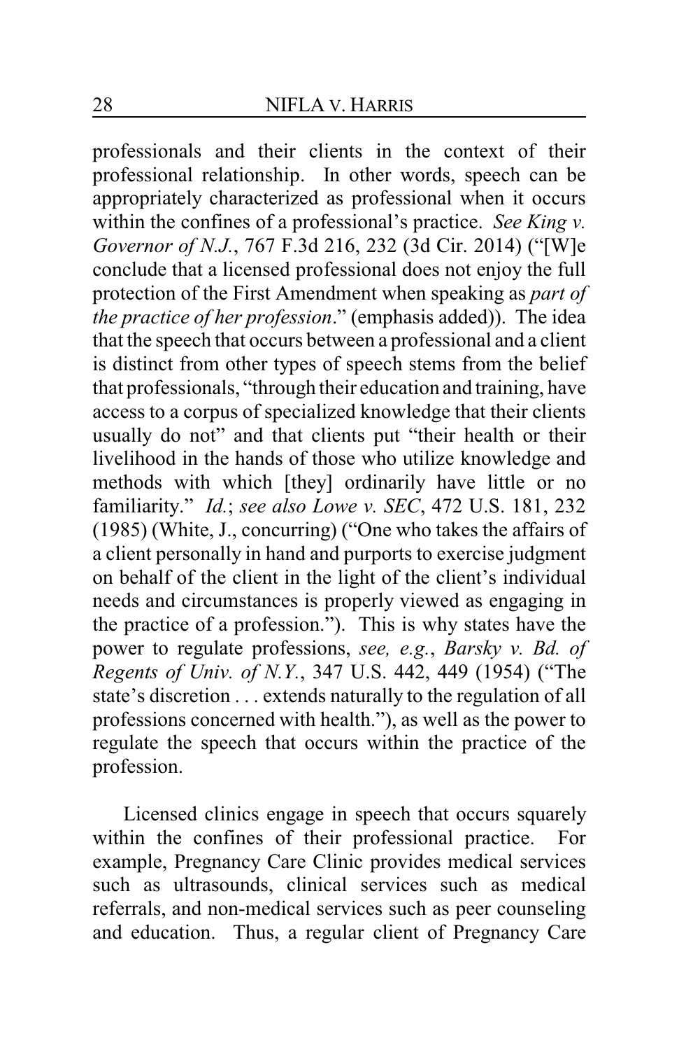professionals and their clients in the context of their professional relationship. In other words, speech can be appropriately characterized as professional when it occurs within the confines of a professional's practice. *See King v. Governor of N.J.*, 767 F.3d 216, 232 (3d Cir. 2014) ("[W]e conclude that a licensed professional does not enjoy the full protection of the First Amendment when speaking as *part of the practice of her profession*." (emphasis added)). The idea that the speech that occurs between a professional and a client is distinct from other types of speech stems from the belief that professionals, "through their education and training, have access to a corpus of specialized knowledge that their clients usually do not" and that clients put "their health or their livelihood in the hands of those who utilize knowledge and methods with which [they] ordinarily have little or no familiarity." *Id.*; *see also Lowe v. SEC*, 472 U.S. 181, 232 (1985) (White, J., concurring) ("One who takes the affairs of a client personally in hand and purports to exercise judgment on behalf of the client in the light of the client's individual needs and circumstances is properly viewed as engaging in the practice of a profession."). This is why states have the power to regulate professions, *see, e.g.*, *Barsky v. Bd. of Regents of Univ. of N.Y.*, 347 U.S. 442, 449 (1954) ("The state's discretion . . . extends naturally to the regulation of all professions concerned with health."), as well as the power to regulate the speech that occurs within the practice of the profession.

Licensed clinics engage in speech that occurs squarely within the confines of their professional practice. For example, Pregnancy Care Clinic provides medical services such as ultrasounds, clinical services such as medical referrals, and non-medical services such as peer counseling and education. Thus, a regular client of Pregnancy Care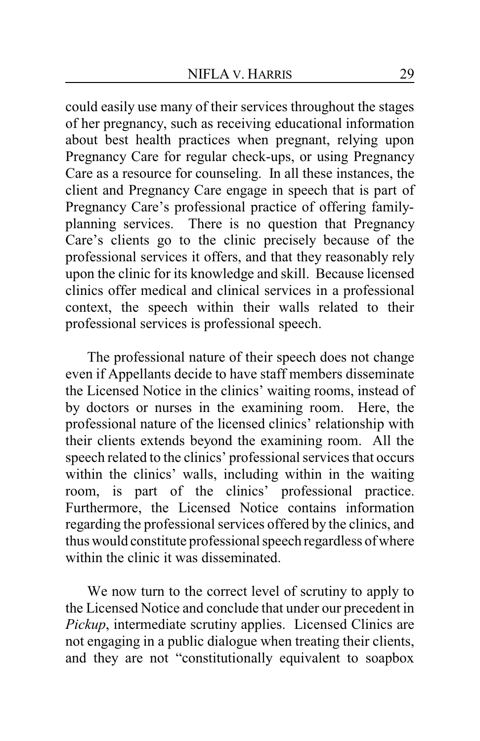could easily use many of their services throughout the stages of her pregnancy, such as receiving educational information about best health practices when pregnant, relying upon Pregnancy Care for regular check-ups, or using Pregnancy Care as a resource for counseling. In all these instances, the client and Pregnancy Care engage in speech that is part of Pregnancy Care's professional practice of offering family-planning services. There is no question that Pregnancy Care's clients go to the clinic precisely because of the professional services it offers, and that they reasonably rely upon the clinic for its knowledge and skill. Because licensed clinics offer medical and clinical services in a professional context, the speech within their walls related to their professional services is professional speech.

The professional nature of their speech does not change even if Appellants decide to have staff members disseminate the Licensed Notice in the clinics' waiting rooms, instead of by doctors or nurses in the examining room. Here, the professional nature of the licensed clinics' relationship with their clients extends beyond the examining room. All the speech related to the clinics' professional services that occurs within the clinics' walls, including within in the waiting room, is part of the clinics' professional practice. Furthermore, the Licensed Notice contains information regarding the professional services offered by the clinics, and thus would constitute professional speech regardless of where within the clinic it was disseminated.

We now turn to the correct level of scrutiny to apply to the Licensed Notice and conclude that under our precedent in *Pickup*, intermediate scrutiny applies. Licensed Clinics are not engaging in a public dialogue when treating their clients, and they are not "constitutionally equivalent to soapbox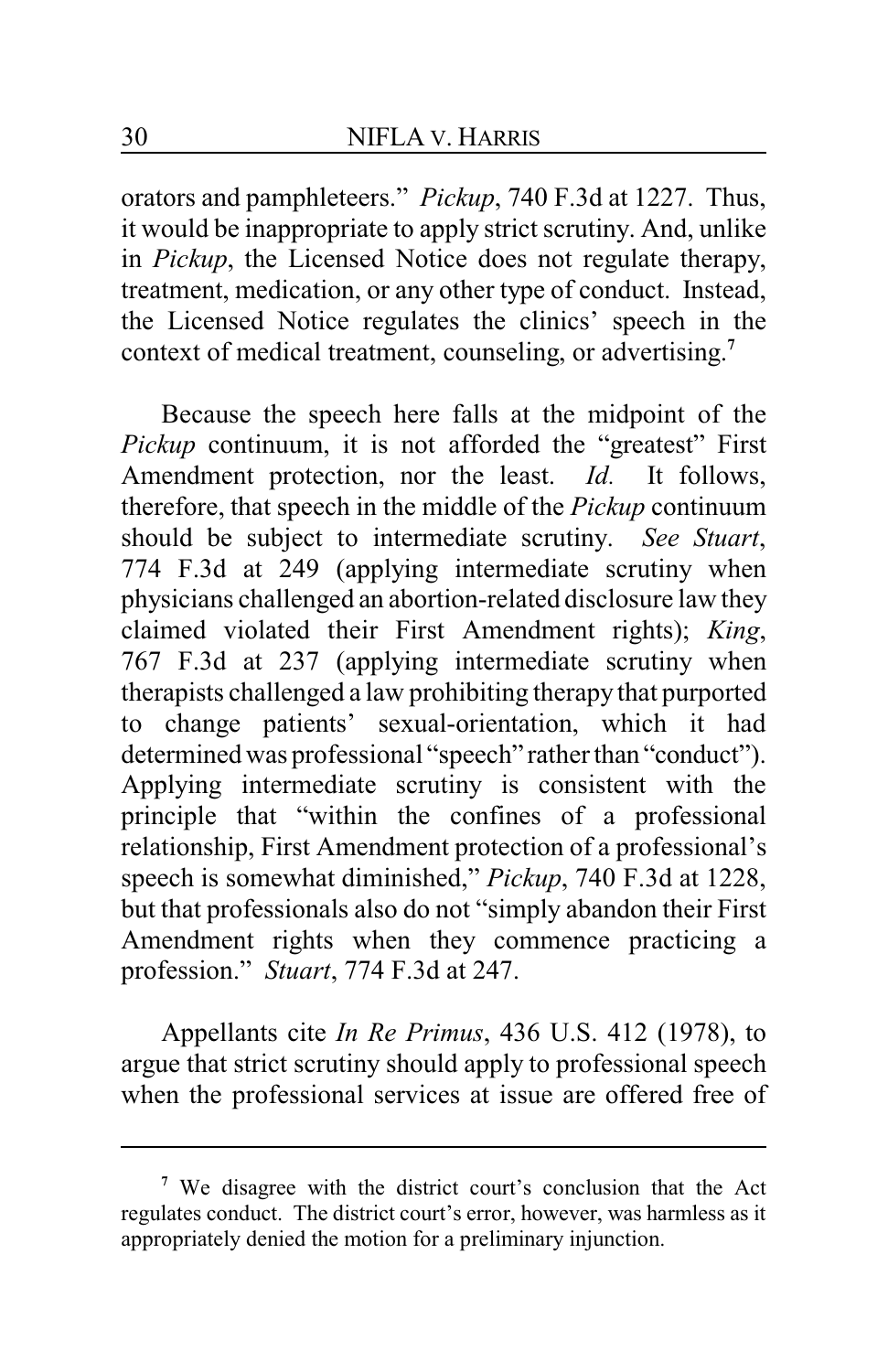orators and pamphleteers." *Pickup*, 740 F.3d at 1227. Thus, it would be inappropriate to apply strict scrutiny. And, unlike in *Pickup*, the Licensed Notice does not regulate therapy, treatment, medication, or any other type of conduct. Instead, the Licensed Notice regulates the clinics' speech in the context of medical treatment, counseling, or advertising.[7]

Because the speech here falls at the midpoint of the *Pickup* continuum, it is not afforded the "greatest" First Amendment protection, nor the least. *Id.* It follows, therefore, that speech in the middle of the *Pickup* continuum should be subject to intermediate scrutiny. *See Stuart*, 774 F.3d at 249 (applying intermediate scrutiny when physicians challenged an abortion-related disclosure law they claimed violated their First Amendment rights); *King*, 767 F.3d at 237 (applying intermediate scrutiny when therapists challenged a law prohibiting therapy that purported to change patients' sexual-orientation, which it had determined was professional "speech" rather than "conduct"). Applying intermediate scrutiny is consistent with the principle that "within the confines of a professional relationship, First Amendment protection of a professional's speech is somewhat diminished," *Pickup*, 740 F.3d at 1228, but that professionals also do not "simply abandon their First Amendment rights when they commence practicing a profession." *Stuart*, 774 F.3d at 247.

Appellants cite *In Re Primus*, 436 U.S. 412 (1978), to argue that strict scrutiny should apply to professional speech when the professional services at issue are offered free of

---

[7] We disagree with the district court's conclusion that the Act regulates conduct. The district court's error, however, was harmless as it appropriately denied the motion for a preliminary injunction.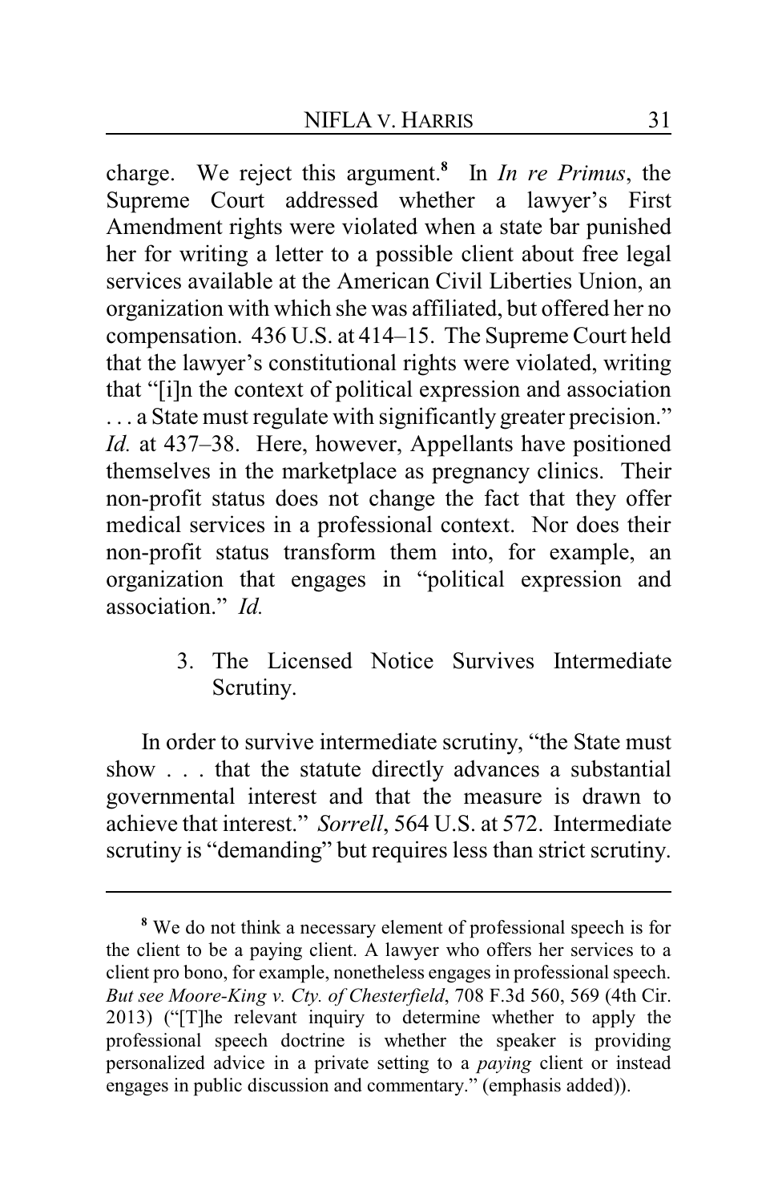charge. We reject this argument.[8] In *In re Primus*, the Supreme Court addressed whether a lawyer's First Amendment rights were violated when a state bar punished her for writing a letter to a possible client about free legal services available at the American Civil Liberties Union, an organization with which she was affiliated, but offered her no compensation. 436 U.S. at 414–15. The Supreme Court held that the lawyer's constitutional rights were violated, writing that "[i]n the context of political expression and association . . . a State must regulate with significantly greater precision." *Id.* at 437–38. Here, however, Appellants have positioned themselves in the marketplace as pregnancy clinics. Their non-profit status does not change the fact that they offer medical services in a professional context. Nor does their non-profit status transform them into, for example, an organization that engages in "political expression and association." *Id.*

### 3. The Licensed Notice Survives Intermediate Scrutiny.

In order to survive intermediate scrutiny, "the State must show . . . that the statute directly advances a substantial governmental interest and that the measure is drawn to achieve that interest." *Sorrell*, 564 U.S. at 572. Intermediate scrutiny is "demanding" but requires less than strict scrutiny.

---

[8] We do not think a necessary element of professional speech is for the client to be a paying client. A lawyer who offers her services to a client pro bono, for example, nonetheless engages in professional speech. *But see Moore-King v. Cty. of Chesterfield*, 708 F.3d 560, 569 (4th Cir. 2013) ("[T]he relevant inquiry to determine whether to apply the professional speech doctrine is whether the speaker is providing personalized advice in a private setting to a *paying* client or instead engages in public discussion and commentary." (emphasis added)).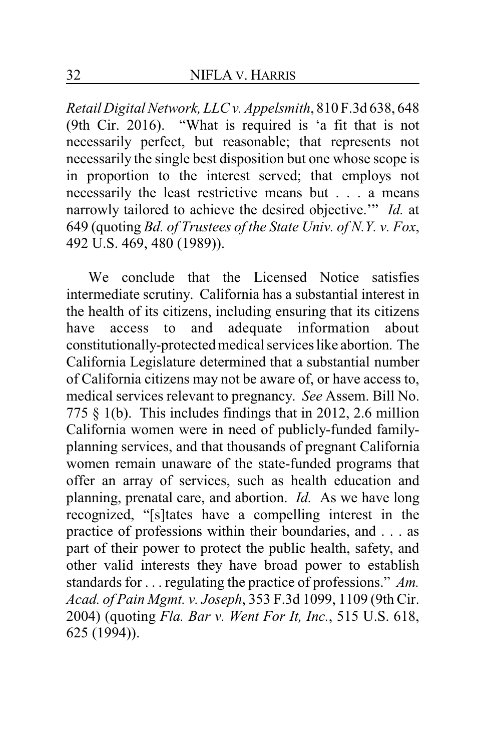*Retail Digital Network, LLC v. Appelsmith*, 810 F.3d 638, 648 (9th Cir. 2016). "What is required is 'a fit that is not necessarily perfect, but reasonable; that represents not necessarily the single best disposition but one whose scope is in proportion to the interest served; that employs not necessarily the least restrictive means but . . . a means narrowly tailored to achieve the desired objective.'" *Id.* at 649 (quoting *Bd. of Trustees of the State Univ. of N.Y. v. Fox*, 492 U.S. 469, 480 (1989)).

We conclude that the Licensed Notice satisfies intermediate scrutiny. California has a substantial interest in the health of its citizens, including ensuring that its citizens have access to and adequate information about constitutionally-protected medical services like abortion. The California Legislature determined that a substantial number of California citizens may not be aware of, or have access to, medical services relevant to pregnancy. *See* Assem. Bill No. 775 § 1(b). This includes findings that in 2012, 2.6 million California women were in need of publicly-funded family-planning services, and that thousands of pregnant California women remain unaware of the state-funded programs that offer an array of services, such as health education and planning, prenatal care, and abortion. *Id.* As we have long recognized, "[s]tates have a compelling interest in the practice of professions within their boundaries, and . . . as part of their power to protect the public health, safety, and other valid interests they have broad power to establish standards for . . . regulating the practice of professions." *Am. Acad. of Pain Mgmt. v. Joseph*, 353 F.3d 1099, 1109 (9th Cir. 2004) (quoting *Fla. Bar v. Went For It, Inc.*, 515 U.S. 618, 625 (1994)).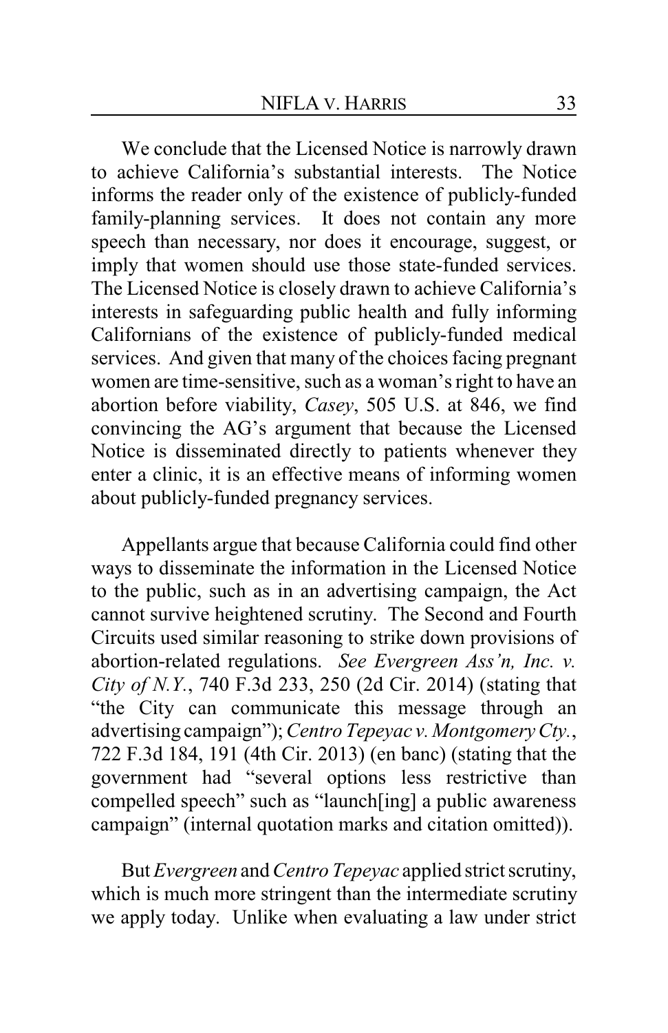We conclude that the Licensed Notice is narrowly drawn to achieve California's substantial interests. The Notice informs the reader only of the existence of publicly-funded family-planning services. It does not contain any more speech than necessary, nor does it encourage, suggest, or imply that women should use those state-funded services. The Licensed Notice is closely drawn to achieve California's interests in safeguarding public health and fully informing Californians of the existence of publicly-funded medical services. And given that many of the choices facing pregnant women are time-sensitive, such as a woman's right to have an abortion before viability, *Casey*, 505 U.S. at 846, we find convincing the AG's argument that because the Licensed Notice is disseminated directly to patients whenever they enter a clinic, it is an effective means of informing women about publicly-funded pregnancy services.

Appellants argue that because California could find other ways to disseminate the information in the Licensed Notice to the public, such as in an advertising campaign, the Act cannot survive heightened scrutiny. The Second and Fourth Circuits used similar reasoning to strike down provisions of abortion-related regulations. *See Evergreen Ass'n, Inc. v. City of N.Y.*, 740 F.3d 233, 250 (2d Cir. 2014) (stating that "the City can communicate this message through an advertising campaign"); *Centro Tepeyac v. Montgomery Cty.*, 722 F.3d 184, 191 (4th Cir. 2013) (en banc) (stating that the government had "several options less restrictive than compelled speech" such as "launch[ing] a public awareness campaign" (internal quotation marks and citation omitted)).

But *Evergreen* and *Centro Tepeyac* applied strict scrutiny, which is much more stringent than the intermediate scrutiny we apply today. Unlike when evaluating a law under strict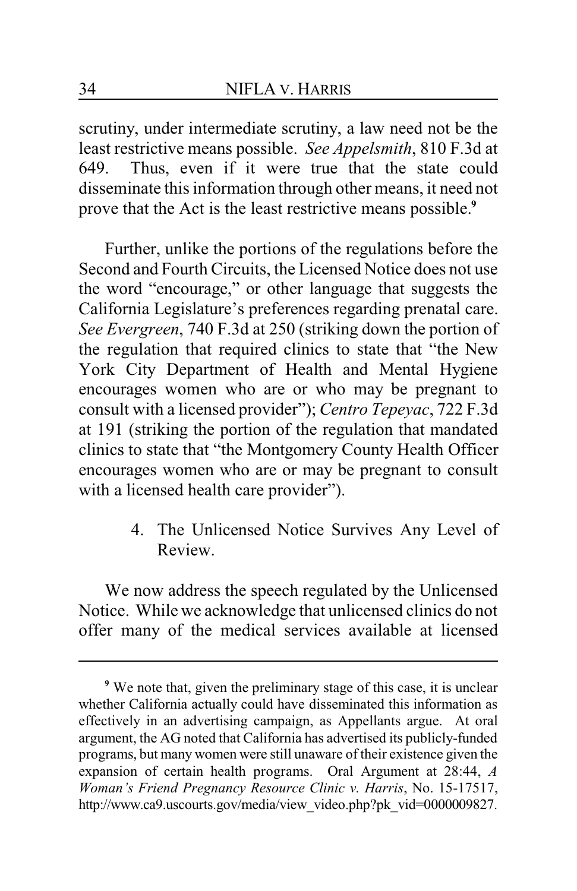scrutiny, under intermediate scrutiny, a law need not be the least restrictive means possible. *See Appelsmith*, 810 F.3d at 649. Thus, even if it were true that the state could disseminate this information through other means, it need not prove that the Act is the least restrictive means possible.[9]

Further, unlike the portions of the regulations before the Second and Fourth Circuits, the Licensed Notice does not use the word "encourage," or other language that suggests the California Legislature's preferences regarding prenatal care. *See Evergreen*, 740 F.3d at 250 (striking down the portion of the regulation that required clinics to state that "the New York City Department of Health and Mental Hygiene encourages women who are or who may be pregnant to consult with a licensed provider"); *Centro Tepeyac*, 722 F.3d at 191 (striking the portion of the regulation that mandated clinics to state that "the Montgomery County Health Officer encourages women who are or may be pregnant to consult with a licensed health care provider").

4. The Unlicensed Notice Survives Any Level of Review.

We now address the speech regulated by the Unlicensed Notice. While we acknowledge that unlicensed clinics do not offer many of the medical services available at licensed

---

[9] We note that, given the preliminary stage of this case, it is unclear whether California actually could have disseminated this information as effectively in an advertising campaign, as Appellants argue. At oral argument, the AG noted that California has advertised its publicly-funded programs, but many women were still unaware of their existence given the expansion of certain health programs. Oral Argument at 28:44, *A Woman's Friend Pregnancy Resource Clinic v. Harris*, No. 15-17517, http://www.ca9.uscourts.gov/media/view_video.php?pk_vid=0000009827.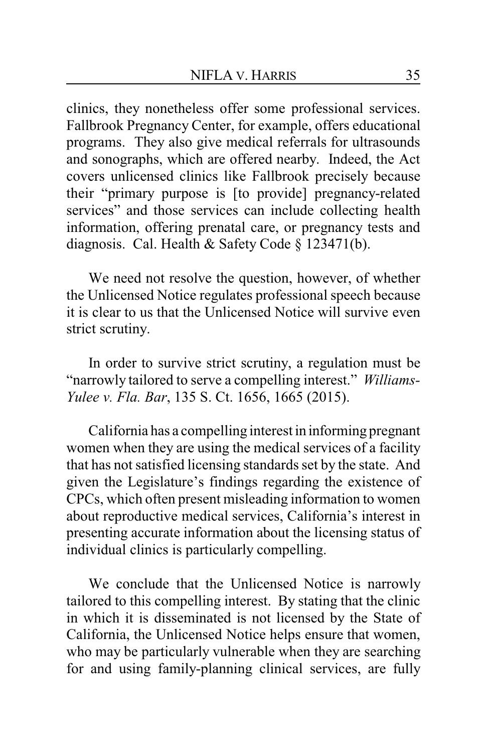clinics, they nonetheless offer some professional services. Fallbrook Pregnancy Center, for example, offers educational programs. They also give medical referrals for ultrasounds and sonographs, which are offered nearby. Indeed, the Act covers unlicensed clinics like Fallbrook precisely because their "primary purpose is [to provide] pregnancy-related services" and those services can include collecting health information, offering prenatal care, or pregnancy tests and diagnosis. Cal. Health & Safety Code § 123471(b).

We need not resolve the question, however, of whether the Unlicensed Notice regulates professional speech because it is clear to us that the Unlicensed Notice will survive even strict scrutiny.

In order to survive strict scrutiny, a regulation must be "narrowly tailored to serve a compelling interest." *Williams-Yulee v. Fla. Bar*, 135 S. Ct. 1656, 1665 (2015).

California has a compelling interest in informing pregnant women when they are using the medical services of a facility that has not satisfied licensing standards set by the state. And given the Legislature's findings regarding the existence of CPCs, which often present misleading information to women about reproductive medical services, California's interest in presenting accurate information about the licensing status of individual clinics is particularly compelling.

We conclude that the Unlicensed Notice is narrowly tailored to this compelling interest. By stating that the clinic in which it is disseminated is not licensed by the State of California, the Unlicensed Notice helps ensure that women, who may be particularly vulnerable when they are searching for and using family-planning clinical services, are fully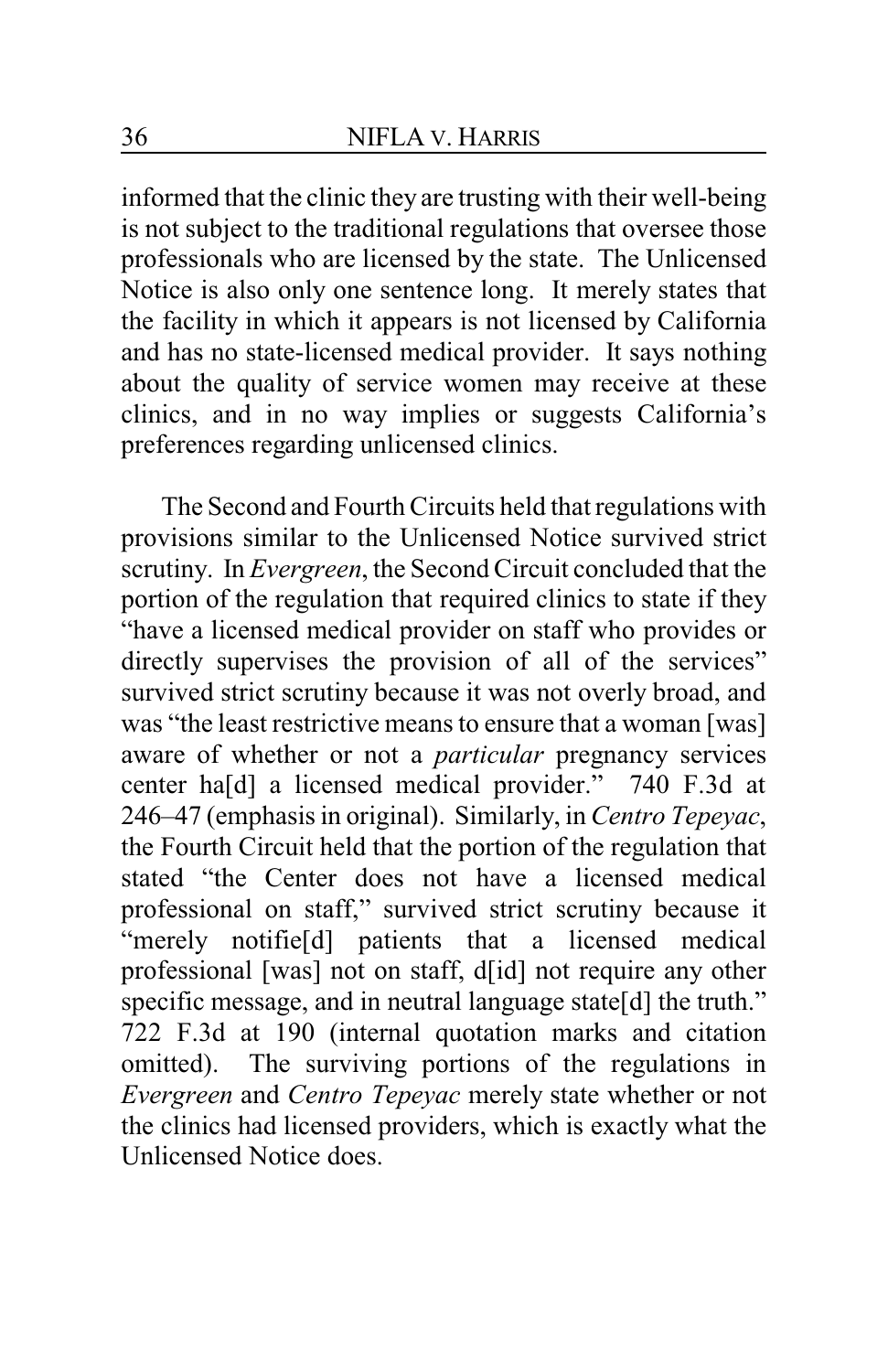informed that the clinic they are trusting with their well-being is not subject to the traditional regulations that oversee those professionals who are licensed by the state. The Unlicensed Notice is also only one sentence long. It merely states that the facility in which it appears is not licensed by California and has no state-licensed medical provider. It says nothing about the quality of service women may receive at these clinics, and in no way implies or suggests California's preferences regarding unlicensed clinics.

The Second and Fourth Circuits held that regulations with provisions similar to the Unlicensed Notice survived strict scrutiny. In *Evergreen*, the Second Circuit concluded that the portion of the regulation that required clinics to state if they "have a licensed medical provider on staff who provides or directly supervises the provision of all of the services" survived strict scrutiny because it was not overly broad, and was "the least restrictive means to ensure that a woman [was] aware of whether or not a *particular* pregnancy services center ha[d] a licensed medical provider." 740 F.3d at 246–47 (emphasis in original). Similarly, in *Centro Tepeyac*, the Fourth Circuit held that the portion of the regulation that stated "the Center does not have a licensed medical professional on staff," survived strict scrutiny because it "merely notifie[d] patients that a licensed medical professional [was] not on staff, d[id] not require any other specific message, and in neutral language state[d] the truth." 722 F.3d at 190 (internal quotation marks and citation omitted). The surviving portions of the regulations in *Evergreen* and *Centro Tepeyac* merely state whether or not the clinics had licensed providers, which is exactly what the Unlicensed Notice does.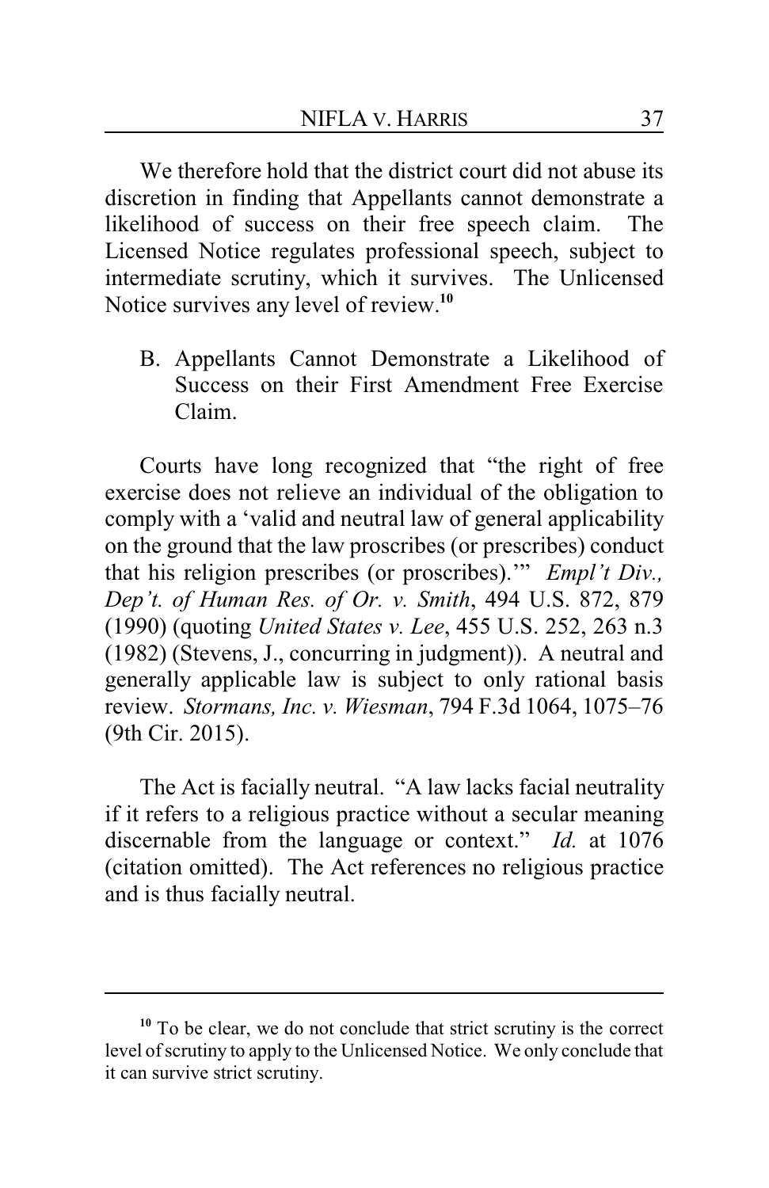We therefore hold that the district court did not abuse its discretion in finding that Appellants cannot demonstrate a likelihood of success on their free speech claim. The Licensed Notice regulates professional speech, subject to intermediate scrutiny, which it survives. The Unlicensed Notice survives any level of review.[10]

B. Appellants Cannot Demonstrate a Likelihood of Success on their First Amendment Free Exercise Claim.

Courts have long recognized that "the right of free exercise does not relieve an individual of the obligation to comply with a 'valid and neutral law of general applicability on the ground that the law proscribes (or prescribes) conduct that his religion prescribes (or proscribes).'" *Empl't Div., Dep't. of Human Res. of Or. v. Smith*, 494 U.S. 872, 879 (1990) (quoting *United States v. Lee*, 455 U.S. 252, 263 n.3 (1982) (Stevens, J., concurring in judgment)). A neutral and generally applicable law is subject to only rational basis review. *Stormans, Inc. v. Wiesman*, 794 F.3d 1064, 1075–76 (9th Cir. 2015).

The Act is facially neutral. "A law lacks facial neutrality if it refers to a religious practice without a secular meaning discernable from the language or context." *Id.* at 1076 (citation omitted). The Act references no religious practice and is thus facially neutral.

---

[10] To be clear, we do not conclude that strict scrutiny is the correct level of scrutiny to apply to the Unlicensed Notice. We only conclude that it can survive strict scrutiny.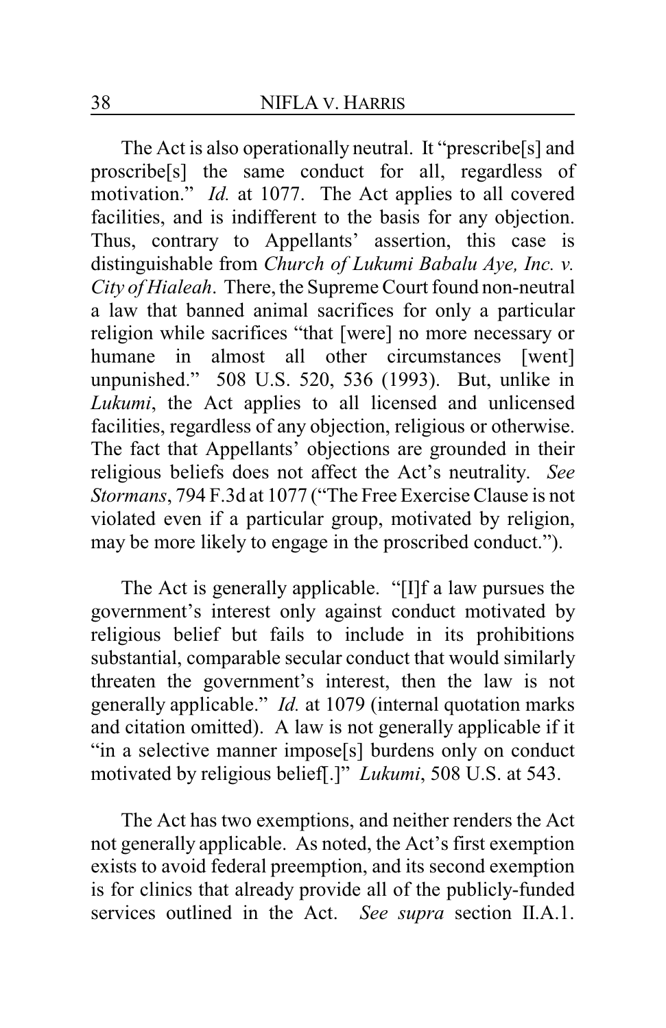The Act is also operationally neutral. It "prescribe[s] and proscribe[s] the same conduct for all, regardless of motivation." *Id.* at 1077. The Act applies to all covered facilities, and is indifferent to the basis for any objection. Thus, contrary to Appellants' assertion, this case is distinguishable from *Church of Lukumi Babalu Aye, Inc. v. City of Hialeah*. There, the Supreme Court found non-neutral a law that banned animal sacrifices for only a particular religion while sacrifices "that [were] no more necessary or humane in almost all other circumstances [went] unpunished." 508 U.S. 520, 536 (1993). But, unlike in *Lukumi*, the Act applies to all licensed and unlicensed facilities, regardless of any objection, religious or otherwise. The fact that Appellants' objections are grounded in their religious beliefs does not affect the Act's neutrality. *See Stormans*, 794 F.3d at 1077 ("The Free Exercise Clause is not violated even if a particular group, motivated by religion, may be more likely to engage in the proscribed conduct.").

The Act is generally applicable. "[I]f a law pursues the government's interest only against conduct motivated by religious belief but fails to include in its prohibitions substantial, comparable secular conduct that would similarly threaten the government's interest, then the law is not generally applicable." *Id.* at 1079 (internal quotation marks and citation omitted). A law is not generally applicable if it "in a selective manner impose[s] burdens only on conduct motivated by religious belief[.]" *Lukumi*, 508 U.S. at 543.

The Act has two exemptions, and neither renders the Act not generally applicable. As noted, the Act's first exemption exists to avoid federal preemption, and its second exemption is for clinics that already provide all of the publicly-funded services outlined in the Act. *See supra* section II.A.1.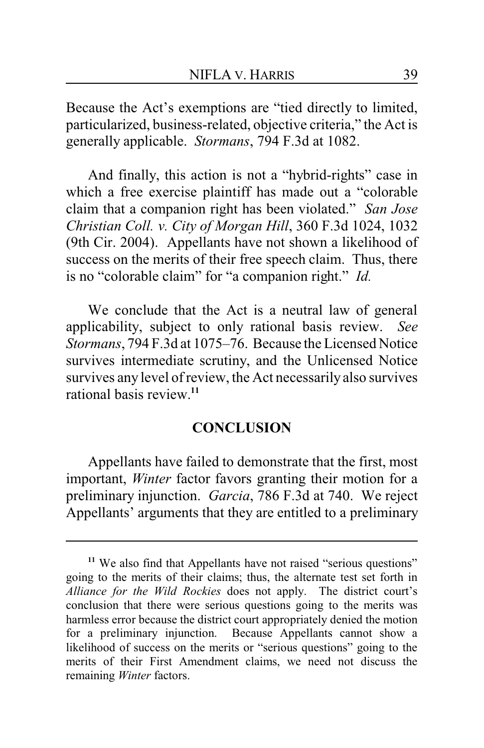Because the Act's exemptions are "tied directly to limited, particularized, business-related, objective criteria," the Act is generally applicable. *Stormans*, 794 F.3d at 1082.

And finally, this action is not a "hybrid-rights" case in which a free exercise plaintiff has made out a "colorable claim that a companion right has been violated." *San Jose Christian Coll. v. City of Morgan Hill*, 360 F.3d 1024, 1032 (9th Cir. 2004). Appellants have not shown a likelihood of success on the merits of their free speech claim. Thus, there is no "colorable claim" for "a companion right." *Id.*

We conclude that the Act is a neutral law of general applicability, subject to only rational basis review. *See Stormans*, 794 F.3d at 1075–76. Because the Licensed Notice survives intermediate scrutiny, and the Unlicensed Notice survives any level of review, the Act necessarily also survives rational basis review.[11]

## CONCLUSION

Appellants have failed to demonstrate that the first, most important, *Winter* factor favors granting their motion for a preliminary injunction. *Garcia*, 786 F.3d at 740. We reject Appellants' arguments that they are entitled to a preliminary

---

[11] We also find that Appellants have not raised "serious questions" going to the merits of their claims; thus, the alternate test set forth in *Alliance for the Wild Rockies* does not apply. The district court's conclusion that there were serious questions going to the merits was harmless error because the district court appropriately denied the motion for a preliminary injunction. Because Appellants cannot show a likelihood of success on the merits or "serious questions" going to the merits of their First Amendment claims, we need not discuss the remaining *Winter* factors.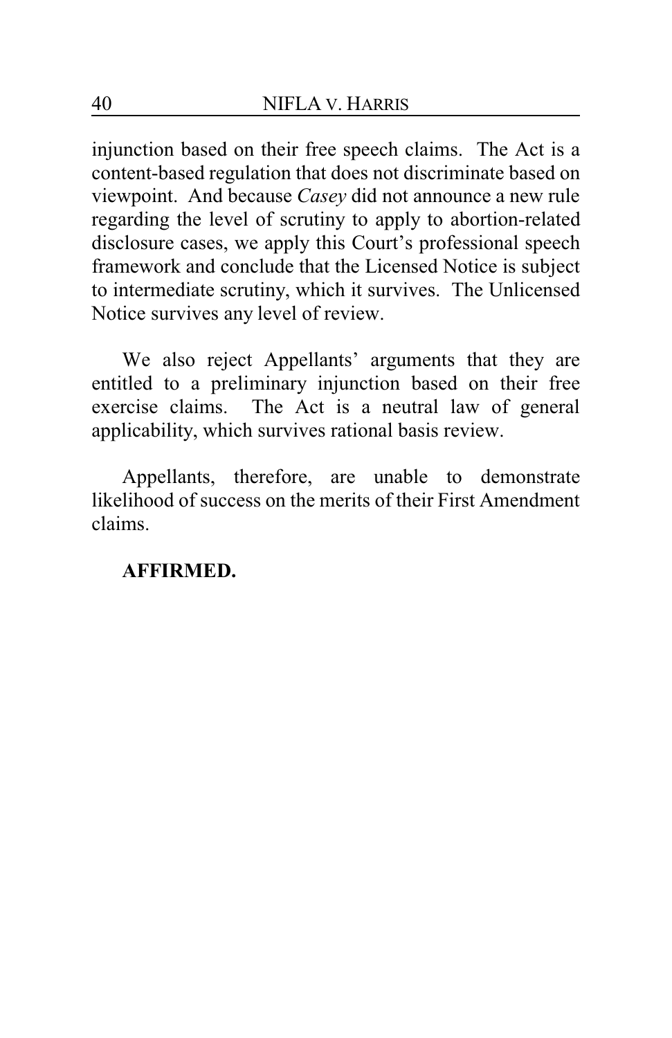injunction based on their free speech claims. The Act is a content-based regulation that does not discriminate based on viewpoint. And because *Casey* did not announce a new rule regarding the level of scrutiny to apply to abortion-related disclosure cases, we apply this Court's professional speech framework and conclude that the Licensed Notice is subject to intermediate scrutiny, which it survives. The Unlicensed Notice survives any level of review.

We also reject Appellants' arguments that they are entitled to a preliminary injunction based on their free exercise claims. The Act is a neutral law of general applicability, which survives rational basis review.

Appellants, therefore, are unable to demonstrate likelihood of success on the merits of their First Amendment claims.

**AFFIRMED.**